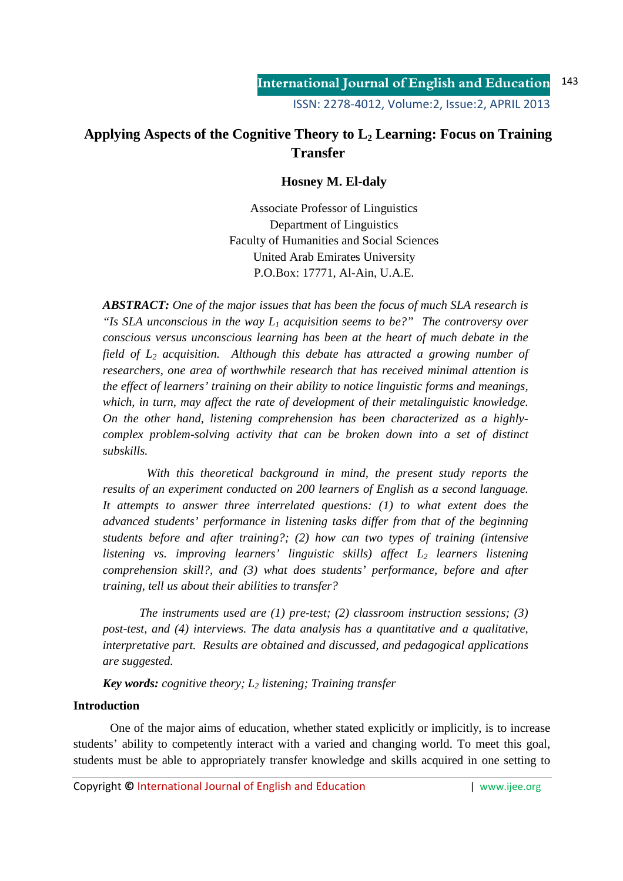# Applying Aspects of the Cognitive Theory to $L_2$ Learning: Focus on Training Transfer

**Hosney M. El-daly**

Associate Professor of Linguistics
Department of Linguistics
Faculty of Humanities and Social Sciences
United Arab Emirates University
P.O.Box: 17771, Al-Ain, U.A.E.

***ABSTRACT:*** *One of the major issues that has been the focus of much SLA research is "Is SLA unconscious in the way $L_1$ acquisition seems to be?" The controversy over conscious versus unconscious learning has been at the heart of much debate in the field of $L_2$ acquisition. Although this debate has attracted a growing number of researchers, one area of worthwhile research that has received minimal attention is the effect of learners' training on their ability to notice linguistic forms and meanings, which, in turn, may affect the rate of development of their metalinguistic knowledge. On the other hand, listening comprehension has been characterized as a highly-complex problem-solving activity that can be broken down into a set of distinct subskills.*

*With this theoretical background in mind, the present study reports the results of an experiment conducted on 200 learners of English as a second language. It attempts to answer three interrelated questions: (1) to what extent does the advanced students' performance in listening tasks differ from that of the beginning students before and after training?; (2) how can two types of training (intensive listening vs. improving learners' linguistic skills) affect $L_2$ learners listening comprehension skill?, and (3) what does students' performance, before and after training, tell us about their abilities to transfer?*

*The instruments used are (1) pre-test; (2) classroom instruction sessions; (3) post-test, and (4) interviews. The data analysis has a quantitative and a qualitative, interpretative part. Results are obtained and discussed, and pedagogical applications are suggested.*

***Key words:*** *cognitive theory; $L_2$ listening; Training transfer*

## Introduction

One of the major aims of education, whether stated explicitly or implicitly, is to increase students' ability to competently interact with a varied and changing world. To meet this goal, students must be able to appropriately transfer knowledge and skills acquired in one setting to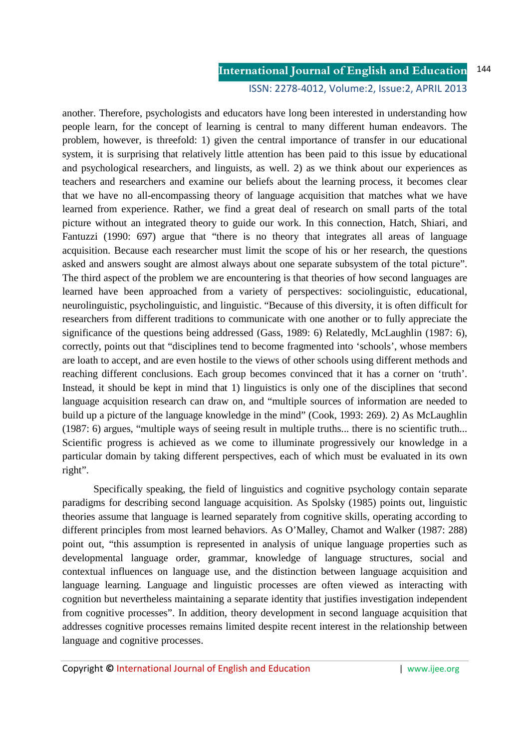another. Therefore, psychologists and educators have long been interested in understanding how people learn, for the concept of learning is central to many different human endeavors. The problem, however, is threefold: 1) given the central importance of transfer in our educational system, it is surprising that relatively little attention has been paid to this issue by educational and psychological researchers, and linguists, as well. 2) as we think about our experiences as teachers and researchers and examine our beliefs about the learning process, it becomes clear that we have no all-encompassing theory of language acquisition that matches what we have learned from experience. Rather, we find a great deal of research on small parts of the total picture without an integrated theory to guide our work. In this connection, Hatch, Shiari, and Fantuzzi (1990: 697) argue that "there is no theory that integrates all areas of language acquisition. Because each researcher must limit the scope of his or her research, the questions asked and answers sought are almost always about one separate subsystem of the total picture". The third aspect of the problem we are encountering is that theories of how second languages are learned have been approached from a variety of perspectives: sociolinguistic, educational, neurolinguistic, psycholinguistic, and linguistic. "Because of this diversity, it is often difficult for researchers from different traditions to communicate with one another or to fully appreciate the significance of the questions being addressed (Gass, 1989: 6) Relatedly, McLaughlin (1987: 6), correctly, points out that "disciplines tend to become fragmented into 'schools', whose members are loath to accept, and are even hostile to the views of other schools using different methods and reaching different conclusions. Each group becomes convinced that it has a corner on 'truth'. Instead, it should be kept in mind that 1) linguistics is only one of the disciplines that second language acquisition research can draw on, and "multiple sources of information are needed to build up a picture of the language knowledge in the mind" (Cook, 1993: 269). 2) As McLaughlin (1987: 6) argues, "multiple ways of seeing result in multiple truths... there is no scientific truth... Scientific progress is achieved as we come to illuminate progressively our knowledge in a particular domain by taking different perspectives, each of which must be evaluated in its own right".

Specifically speaking, the field of linguistics and cognitive psychology contain separate paradigms for describing second language acquisition. As Spolsky (1985) points out, linguistic theories assume that language is learned separately from cognitive skills, operating according to different principles from most learned behaviors. As O'Malley, Chamot and Walker (1987: 288) point out, "this assumption is represented in analysis of unique language properties such as developmental language order, grammar, knowledge of language structures, social and contextual influences on language use, and the distinction between language acquisition and language learning. Language and linguistic processes are often viewed as interacting with cognition but nevertheless maintaining a separate identity that justifies investigation independent from cognitive processes". In addition, theory development in second language acquisition that addresses cognitive processes remains limited despite recent interest in the relationship between language and cognitive processes.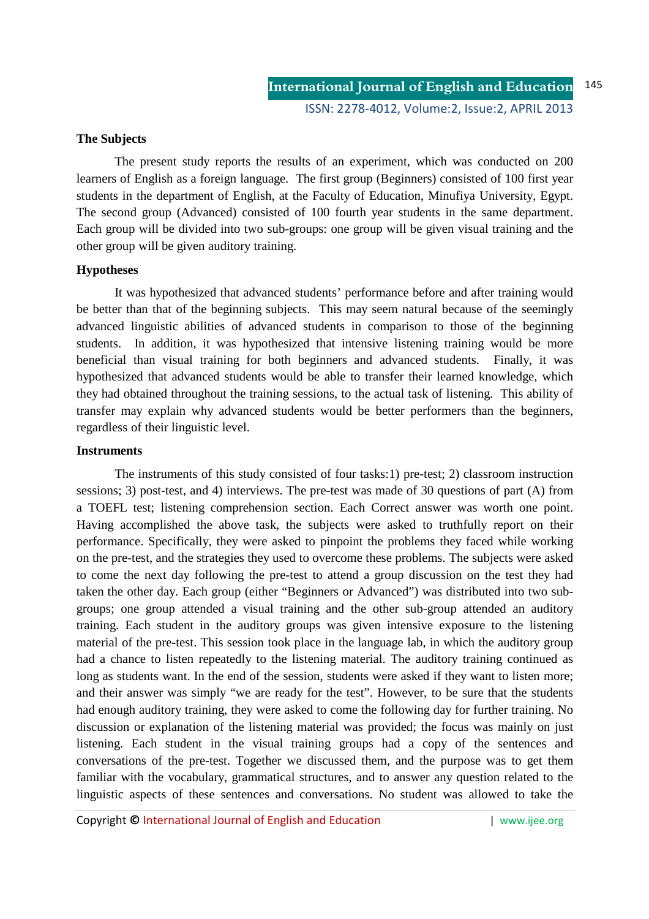### The Subjects

The present study reports the results of an experiment, which was conducted on 200 learners of English as a foreign language. The first group (Beginners) consisted of 100 first year students in the department of English, at the Faculty of Education, Minufiya University, Egypt. The second group (Advanced) consisted of 100 fourth year students in the same department. Each group will be divided into two sub-groups: one group will be given visual training and the other group will be given auditory training.

### Hypotheses

It was hypothesized that advanced students' performance before and after training would be better than that of the beginning subjects. This may seem natural because of the seemingly advanced linguistic abilities of advanced students in comparison to those of the beginning students. In addition, it was hypothesized that intensive listening training would be more beneficial than visual training for both beginners and advanced students. Finally, it was hypothesized that advanced students would be able to transfer their learned knowledge, which they had obtained throughout the training sessions, to the actual task of listening. This ability of transfer may explain why advanced students would be better performers than the beginners, regardless of their linguistic level.

### Instruments

The instruments of this study consisted of four tasks:1) pre-test; 2) classroom instruction sessions; 3) post-test, and 4) interviews. The pre-test was made of 30 questions of part (A) from a TOEFL test; listening comprehension section. Each Correct answer was worth one point. Having accomplished the above task, the subjects were asked to truthfully report on their performance. Specifically, they were asked to pinpoint the problems they faced while working on the pre-test, and the strategies they used to overcome these problems. The subjects were asked to come the next day following the pre-test to attend a group discussion on the test they had taken the other day. Each group (either "Beginners or Advanced") was distributed into two sub-groups; one group attended a visual training and the other sub-group attended an auditory training. Each student in the auditory groups was given intensive exposure to the listening material of the pre-test. This session took place in the language lab, in which the auditory group had a chance to listen repeatedly to the listening material. The auditory training continued as long as students want. In the end of the session, students were asked if they want to listen more; and their answer was simply "we are ready for the test". However, to be sure that the students had enough auditory training, they were asked to come the following day for further training. No discussion or explanation of the listening material was provided; the focus was mainly on just listening. Each student in the visual training groups had a copy of the sentences and conversations of the pre-test. Together we discussed them, and the purpose was to get them familiar with the vocabulary, grammatical structures, and to answer any question related to the linguistic aspects of these sentences and conversations. No student was allowed to take the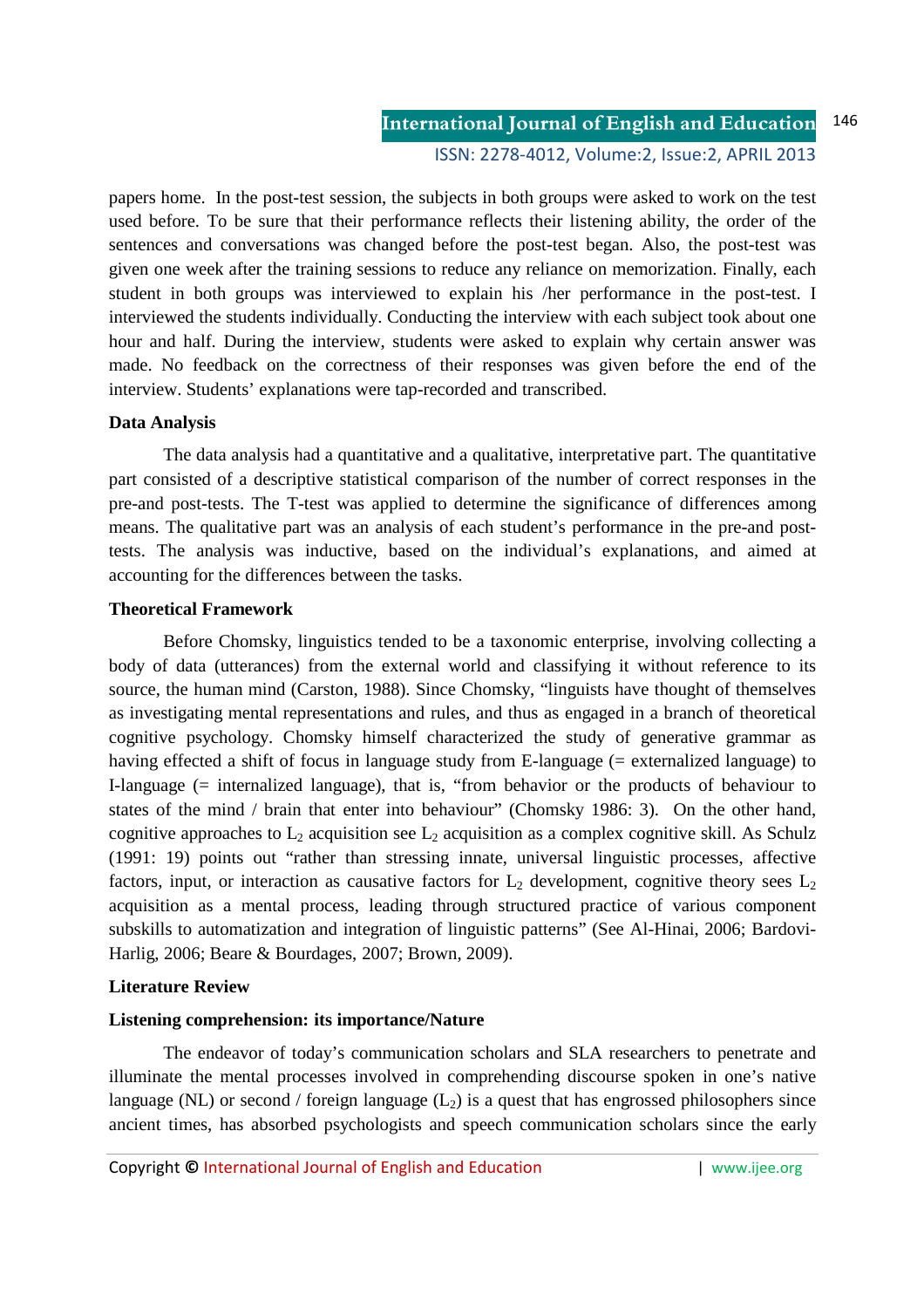papers home. In the post-test session, the subjects in both groups were asked to work on the test used before. To be sure that their performance reflects their listening ability, the order of the sentences and conversations was changed before the post-test began. Also, the post-test was given one week after the training sessions to reduce any reliance on memorization. Finally, each student in both groups was interviewed to explain his /her performance in the post-test. I interviewed the students individually. Conducting the interview with each subject took about one hour and half. During the interview, students were asked to explain why certain answer was made. No feedback on the correctness of their responses was given before the end of the interview. Students' explanations were tap-recorded and transcribed.

**Data Analysis**

The data analysis had a quantitative and a qualitative, interpretative part. The quantitative part consisted of a descriptive statistical comparison of the number of correct responses in the pre-and post-tests. The T-test was applied to determine the significance of differences among means. The qualitative part was an analysis of each student's performance in the pre-and post-tests. The analysis was inductive, based on the individual's explanations, and aimed at accounting for the differences between the tasks.

**Theoretical Framework**

Before Chomsky, linguistics tended to be a taxonomic enterprise, involving collecting a body of data (utterances) from the external world and classifying it without reference to its source, the human mind (Carston, 1988). Since Chomsky, "linguists have thought of themselves as investigating mental representations and rules, and thus as engaged in a branch of theoretical cognitive psychology. Chomsky himself characterized the study of generative grammar as having effected a shift of focus in language study from E-language (= externalized language) to I-language (= internalized language), that is, "from behavior or the products of behaviour to states of the mind / brain that enter into behaviour" (Chomsky 1986: 3). On the other hand, cognitive approaches to $L_2$ acquisition see $L_2$ acquisition as a complex cognitive skill. As Schulz (1991: 19) points out "rather than stressing innate, universal linguistic processes, affective factors, input, or interaction as causative factors for $L_2$ development, cognitive theory sees $L_2$ acquisition as a mental process, leading through structured practice of various component subskills to automatization and integration of linguistic patterns" (See Al-Hinai, 2006; Bardovi-Harlig, 2006; Beare & Bourdages, 2007; Brown, 2009).

**Literature Review**

**Listening comprehension: its importance/Nature**

The endeavor of today's communication scholars and SLA researchers to penetrate and illuminate the mental processes involved in comprehending discourse spoken in one's native language (NL) or second / foreign language ($L_2$) is a quest that has engrossed philosophers since ancient times, has absorbed psychologists and speech communication scholars since the early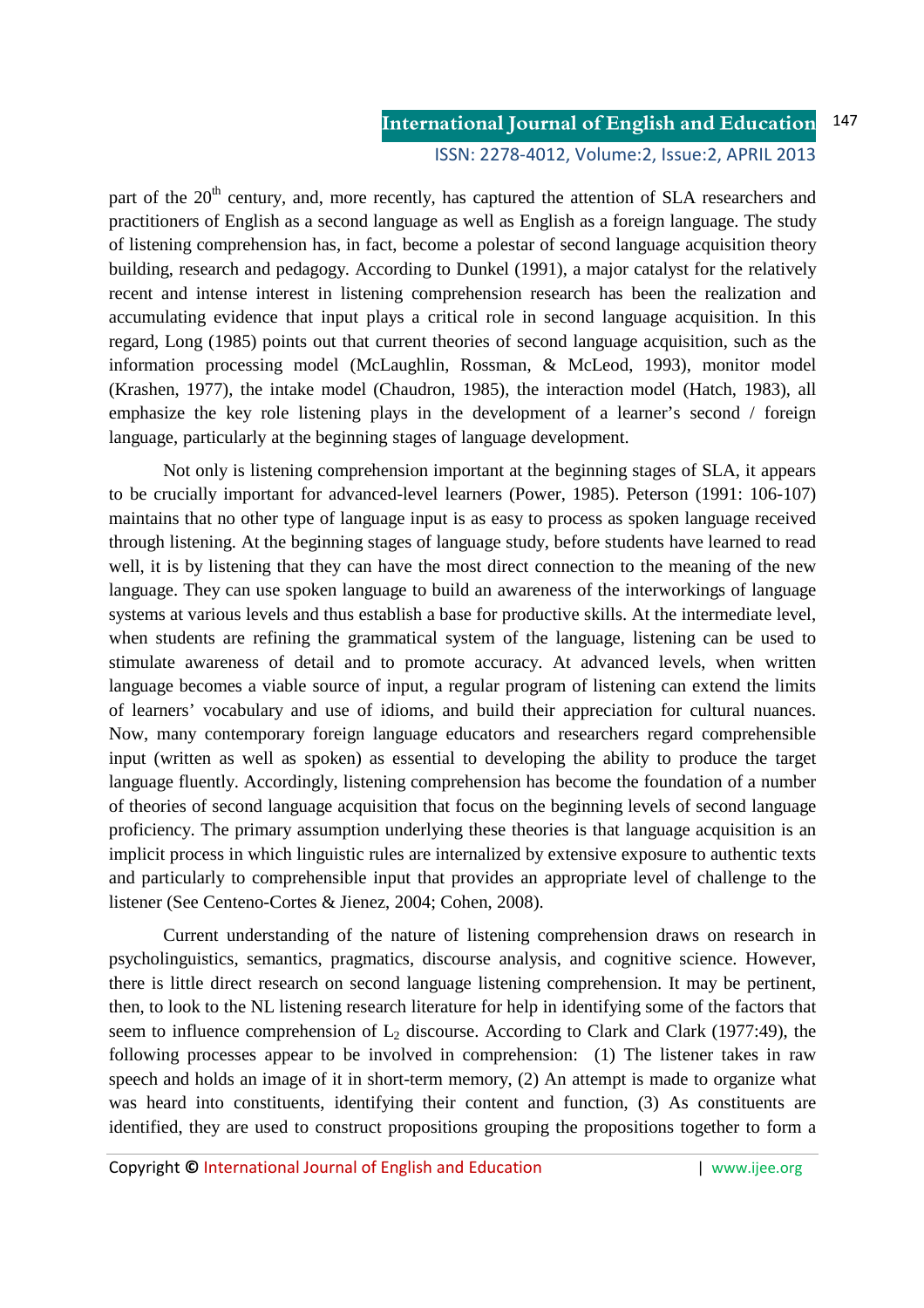part of the 20th century, and, more recently, has captured the attention of SLA researchers and practitioners of English as a second language as well as English as a foreign language. The study of listening comprehension has, in fact, become a polestar of second language acquisition theory building, research and pedagogy. According to Dunkel (1991), a major catalyst for the relatively recent and intense interest in listening comprehension research has been the realization and accumulating evidence that input plays a critical role in second language acquisition. In this regard, Long (1985) points out that current theories of second language acquisition, such as the information processing model (McLaughlin, Rossman, & McLeod, 1993), monitor model (Krashen, 1977), the intake model (Chaudron, 1985), the interaction model (Hatch, 1983), all emphasize the key role listening plays in the development of a learner's second / foreign language, particularly at the beginning stages of language development.

Not only is listening comprehension important at the beginning stages of SLA, it appears to be crucially important for advanced-level learners (Power, 1985). Peterson (1991: 106-107) maintains that no other type of language input is as easy to process as spoken language received through listening. At the beginning stages of language study, before students have learned to read well, it is by listening that they can have the most direct connection to the meaning of the new language. They can use spoken language to build an awareness of the interworkings of language systems at various levels and thus establish a base for productive skills. At the intermediate level, when students are refining the grammatical system of the language, listening can be used to stimulate awareness of detail and to promote accuracy. At advanced levels, when written language becomes a viable source of input, a regular program of listening can extend the limits of learners' vocabulary and use of idioms, and build their appreciation for cultural nuances. Now, many contemporary foreign language educators and researchers regard comprehensible input (written as well as spoken) as essential to developing the ability to produce the target language fluently. Accordingly, listening comprehension has become the foundation of a number of theories of second language acquisition that focus on the beginning levels of second language proficiency. The primary assumption underlying these theories is that language acquisition is an implicit process in which linguistic rules are internalized by extensive exposure to authentic texts and particularly to comprehensible input that provides an appropriate level of challenge to the listener (See Centeno-Cortes & Jienez, 2004; Cohen, 2008).

Current understanding of the nature of listening comprehension draws on research in psycholinguistics, semantics, pragmatics, discourse analysis, and cognitive science. However, there is little direct research on second language listening comprehension. It may be pertinent, then, to look to the NL listening research literature for help in identifying some of the factors that seem to influence comprehension of $L_2$ discourse. According to Clark and Clark (1977:49), the following processes appear to be involved in comprehension: (1) The listener takes in raw speech and holds an image of it in short-term memory, (2) An attempt is made to organize what was heard into constituents, identifying their content and function, (3) As constituents are identified, they are used to construct propositions grouping the propositions together to form a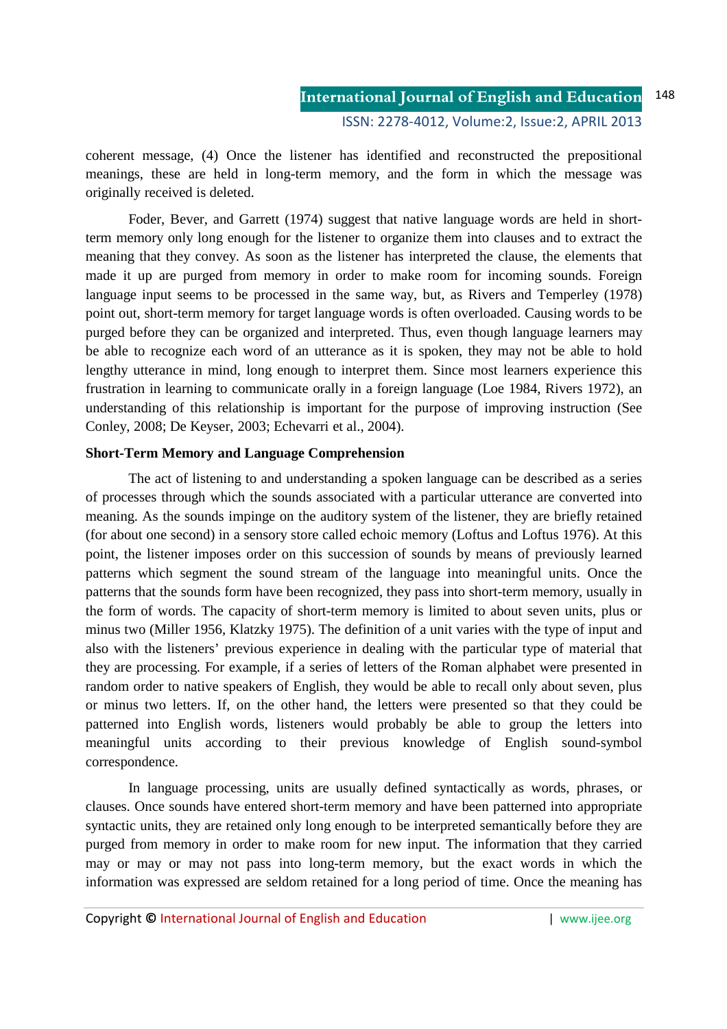coherent message, (4) Once the listener has identified and reconstructed the prepositional meanings, these are held in long-term memory, and the form in which the message was originally received is deleted.

Foder, Bever, and Garrett (1974) suggest that native language words are held in short-term memory only long enough for the listener to organize them into clauses and to extract the meaning that they convey. As soon as the listener has interpreted the clause, the elements that made it up are purged from memory in order to make room for incoming sounds. Foreign language input seems to be processed in the same way, but, as Rivers and Temperley (1978) point out, short-term memory for target language words is often overloaded. Causing words to be purged before they can be organized and interpreted. Thus, even though language learners may be able to recognize each word of an utterance as it is spoken, they may not be able to hold lengthy utterance in mind, long enough to interpret them. Since most learners experience this frustration in learning to communicate orally in a foreign language (Loe 1984, Rivers 1972), an understanding of this relationship is important for the purpose of improving instruction (See Conley, 2008; De Keyser, 2003; Echevarri et al., 2004).

**Short-Term Memory and Language Comprehension**

The act of listening to and understanding a spoken language can be described as a series of processes through which the sounds associated with a particular utterance are converted into meaning. As the sounds impinge on the auditory system of the listener, they are briefly retained (for about one second) in a sensory store called echoic memory (Loftus and Loftus 1976). At this point, the listener imposes order on this succession of sounds by means of previously learned patterns which segment the sound stream of the language into meaningful units. Once the patterns that the sounds form have been recognized, they pass into short-term memory, usually in the form of words. The capacity of short-term memory is limited to about seven units, plus or minus two (Miller 1956, Klatzky 1975). The definition of a unit varies with the type of input and also with the listeners' previous experience in dealing with the particular type of material that they are processing. For example, if a series of letters of the Roman alphabet were presented in random order to native speakers of English, they would be able to recall only about seven, plus or minus two letters. If, on the other hand, the letters were presented so that they could be patterned into English words, listeners would probably be able to group the letters into meaningful units according to their previous knowledge of English sound-symbol correspondence.

In language processing, units are usually defined syntactically as words, phrases, or clauses. Once sounds have entered short-term memory and have been patterned into appropriate syntactic units, they are retained only long enough to be interpreted semantically before they are purged from memory in order to make room for new input. The information that they carried may or may or may not pass into long-term memory, but the exact words in which the information was expressed are seldom retained for a long period of time. Once the meaning has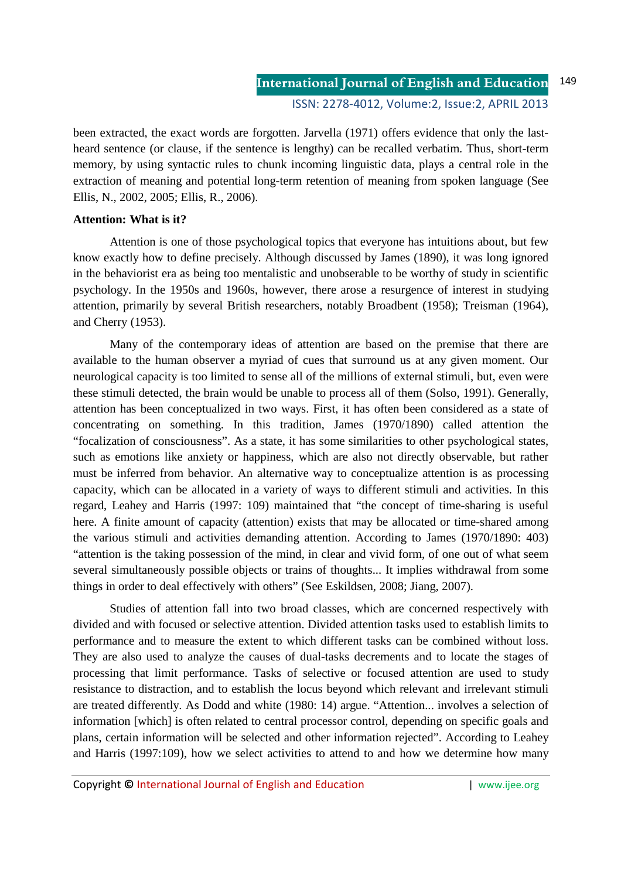been extracted, the exact words are forgotten. Jarvella (1971) offers evidence that only the last-heard sentence (or clause, if the sentence is lengthy) can be recalled verbatim. Thus, short-term memory, by using syntactic rules to chunk incoming linguistic data, plays a central role in the extraction of meaning and potential long-term retention of meaning from spoken language (See Ellis, N., 2002, 2005; Ellis, R., 2006).

**Attention: What is it?**

Attention is one of those psychological topics that everyone has intuitions about, but few know exactly how to define precisely. Although discussed by James (1890), it was long ignored in the behaviorist era as being too mentalistic and unobserable to be worthy of study in scientific psychology. In the 1950s and 1960s, however, there arose a resurgence of interest in studying attention, primarily by several British researchers, notably Broadbent (1958); Treisman (1964), and Cherry (1953).

Many of the contemporary ideas of attention are based on the premise that there are available to the human observer a myriad of cues that surround us at any given moment. Our neurological capacity is too limited to sense all of the millions of external stimuli, but, even were these stimuli detected, the brain would be unable to process all of them (Solso, 1991). Generally, attention has been conceptualized in two ways. First, it has often been considered as a state of concentrating on something. In this tradition, James (1970/1890) called attention the "focalization of consciousness". As a state, it has some similarities to other psychological states, such as emotions like anxiety or happiness, which are also not directly observable, but rather must be inferred from behavior. An alternative way to conceptualize attention is as processing capacity, which can be allocated in a variety of ways to different stimuli and activities. In this regard, Leahey and Harris (1997: 109) maintained that "the concept of time-sharing is useful here. A finite amount of capacity (attention) exists that may be allocated or time-shared among the various stimuli and activities demanding attention. According to James (1970/1890: 403) "attention is the taking possession of the mind, in clear and vivid form, of one out of what seem several simultaneously possible objects or trains of thoughts... It implies withdrawal from some things in order to deal effectively with others" (See Eskildsen, 2008; Jiang, 2007).

Studies of attention fall into two broad classes, which are concerned respectively with divided and with focused or selective attention. Divided attention tasks used to establish limits to performance and to measure the extent to which different tasks can be combined without loss. They are also used to analyze the causes of dual-tasks decrements and to locate the stages of processing that limit performance. Tasks of selective or focused attention are used to study resistance to distraction, and to establish the locus beyond which relevant and irrelevant stimuli are treated differently. As Dodd and white (1980: 14) argue. "Attention... involves a selection of information [which] is often related to central processor control, depending on specific goals and plans, certain information will be selected and other information rejected". According to Leahey and Harris (1997:109), how we select activities to attend to and how we determine how many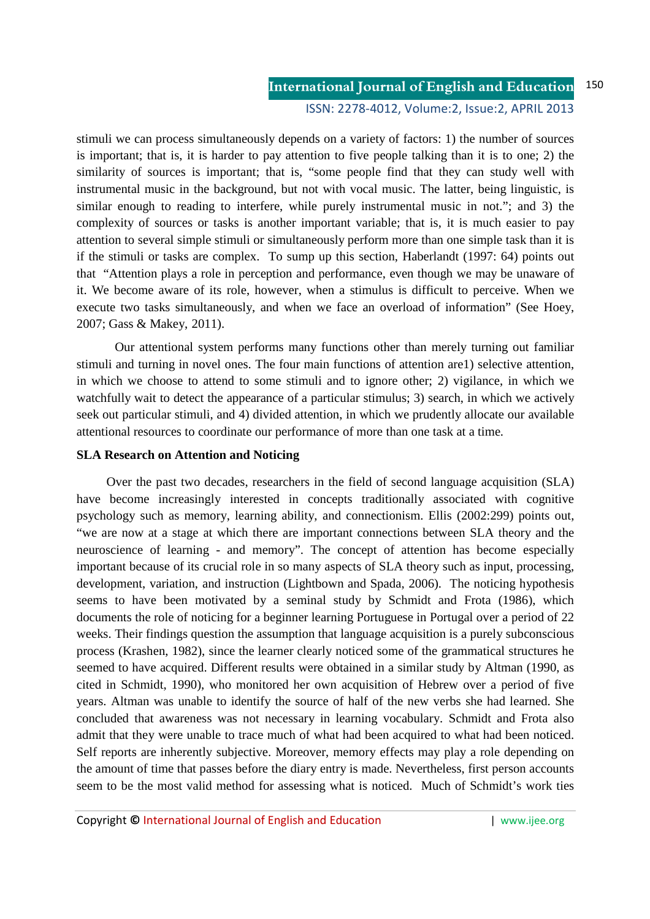stimuli we can process simultaneously depends on a variety of factors: 1) the number of sources is important; that is, it is harder to pay attention to five people talking than it is to one; 2) the similarity of sources is important; that is, "some people find that they can study well with instrumental music in the background, but not with vocal music. The latter, being linguistic, is similar enough to reading to interfere, while purely instrumental music in not."; and 3) the complexity of sources or tasks is another important variable; that is, it is much easier to pay attention to several simple stimuli or simultaneously perform more than one simple task than it is if the stimuli or tasks are complex. To sump up this section, Haberlandt (1997: 64) points out that "Attention plays a role in perception and performance, even though we may be unaware of it. We become aware of its role, however, when a stimulus is difficult to perceive. When we execute two tasks simultaneously, and when we face an overload of information" (See Hoey, 2007; Gass & Makey, 2011).

Our attentional system performs many functions other than merely turning out familiar stimuli and turning in novel ones. The four main functions of attention are1) selective attention, in which we choose to attend to some stimuli and to ignore other; 2) vigilance, in which we watchfully wait to detect the appearance of a particular stimulus; 3) search, in which we actively seek out particular stimuli, and 4) divided attention, in which we prudently allocate our available attentional resources to coordinate our performance of more than one task at a time.

**SLA Research on Attention and Noticing**

Over the past two decades, researchers in the field of second language acquisition (SLA) have become increasingly interested in concepts traditionally associated with cognitive psychology such as memory, learning ability, and connectionism. Ellis (2002:299) points out, "we are now at a stage at which there are important connections between SLA theory and the neuroscience of learning - and memory". The concept of attention has become especially important because of its crucial role in so many aspects of SLA theory such as input, processing, development, variation, and instruction (Lightbown and Spada, 2006). The noticing hypothesis seems to have been motivated by a seminal study by Schmidt and Frota (1986), which documents the role of noticing for a beginner learning Portuguese in Portugal over a period of 22 weeks. Their findings question the assumption that language acquisition is a purely subconscious process (Krashen, 1982), since the learner clearly noticed some of the grammatical structures he seemed to have acquired. Different results were obtained in a similar study by Altman (1990, as cited in Schmidt, 1990), who monitored her own acquisition of Hebrew over a period of five years. Altman was unable to identify the source of half of the new verbs she had learned. She concluded that awareness was not necessary in learning vocabulary. Schmidt and Frota also admit that they were unable to trace much of what had been acquired to what had been noticed. Self reports are inherently subjective. Moreover, memory effects may play a role depending on the amount of time that passes before the diary entry is made. Nevertheless, first person accounts seem to be the most valid method for assessing what is noticed. Much of Schmidt's work ties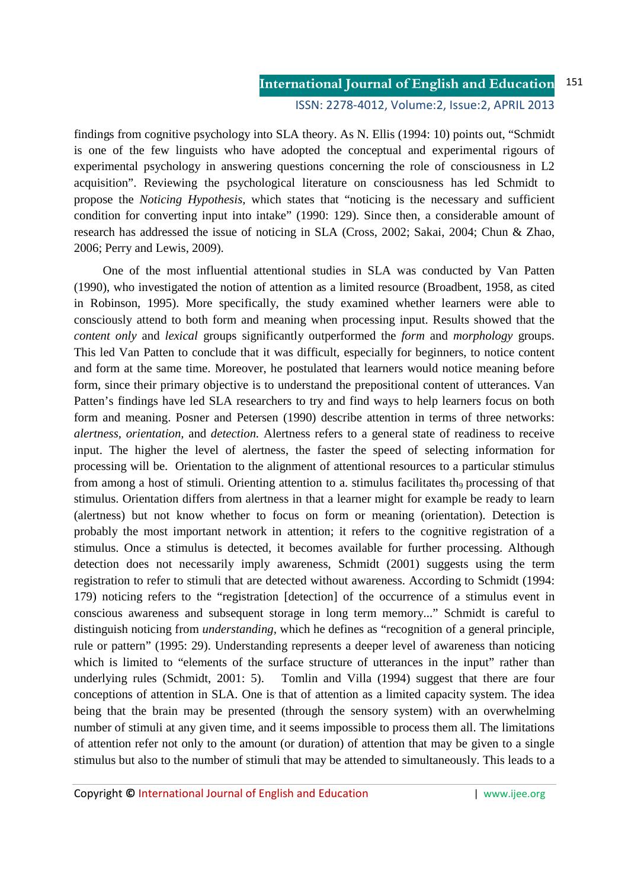findings from cognitive psychology into SLA theory. As N. Ellis (1994: 10) points out, "Schmidt is one of the few linguists who have adopted the conceptual and experimental rigours of experimental psychology in answering questions concerning the role of consciousness in L2 acquisition". Reviewing the psychological literature on consciousness has led Schmidt to propose the *Noticing Hypothesis*, which states that "noticing is the necessary and sufficient condition for converting input into intake" (1990: 129). Since then, a considerable amount of research has addressed the issue of noticing in SLA (Cross, 2002; Sakai, 2004; Chun & Zhao, 2006; Perry and Lewis, 2009).

One of the most influential attentional studies in SLA was conducted by Van Patten (1990), who investigated the notion of attention as a limited resource (Broadbent, 1958, as cited in Robinson, 1995). More specifically, the study examined whether learners were able to consciously attend to both form and meaning when processing input. Results showed that the *content only* and *lexical* groups significantly outperformed the *form* and *morphology* groups. This led Van Patten to conclude that it was difficult, especially for beginners, to notice content and form at the same time. Moreover, he postulated that learners would notice meaning before form, since their primary objective is to understand the prepositional content of utterances. Van Patten's findings have led SLA researchers to try and find ways to help learners focus on both form and meaning. Posner and Petersen (1990) describe attention in terms of three networks: *alertness*, *orientation*, and *detection.* Alertness refers to a general state of readiness to receive input. The higher the level of alertness, the faster the speed of selecting information for processing will be. Orientation to the alignment of attentional resources to a particular stimulus from among a host of stimuli. Orienting attention to a. stimulus facilitates th$_9$ processing of that stimulus. Orientation differs from alertness in that a learner might for example be ready to learn (alertness) but not know whether to focus on form or meaning (orientation). Detection is probably the most important network in attention; it refers to the cognitive registration of a stimulus. Once a stimulus is detected, it becomes available for further processing. Although detection does not necessarily imply awareness, Schmidt (2001) suggests using the term registration to refer to stimuli that are detected without awareness. According to Schmidt (1994: 179) noticing refers to the "registration [detection] of the occurrence of a stimulus event in conscious awareness and subsequent storage in long term memory..." Schmidt is careful to distinguish noticing from *understanding,* which he defines as "recognition of a general principle, rule or pattern" (1995: 29). Understanding represents a deeper level of awareness than noticing which is limited to "elements of the surface structure of utterances in the input" rather than underlying rules (Schmidt, 2001: 5). Tomlin and Villa (1994) suggest that there are four conceptions of attention in SLA. One is that of attention as a limited capacity system. The idea being that the brain may be presented (through the sensory system) with an overwhelming number of stimuli at any given time, and it seems impossible to process them all. The limitations of attention refer not only to the amount (or duration) of attention that may be given to a single stimulus but also to the number of stimuli that may be attended to simultaneously. This leads to a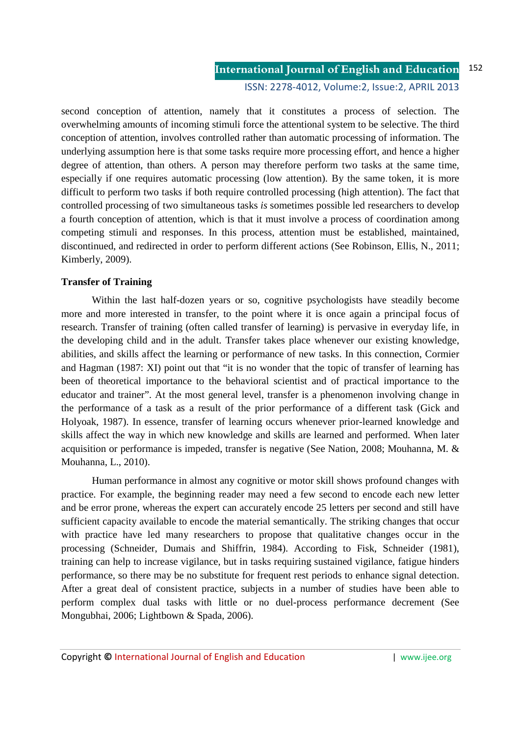second conception of attention, namely that it constitutes a process of selection. The overwhelming amounts of incoming stimuli force the attentional system to be selective. The third conception of attention, involves controlled rather than automatic processing of information. The underlying assumption here is that some tasks require more processing effort, and hence a higher degree of attention, than others. A person may therefore perform two tasks at the same time, especially if one requires automatic processing (low attention). By the same token, it is more difficult to perform two tasks if both require controlled processing (high attention). The fact that controlled processing of two simultaneous tasks *is* sometimes possible led researchers to develop a fourth conception of attention, which is that it must involve a process of coordination among competing stimuli and responses. In this process, attention must be established, maintained, discontinued, and redirected in order to perform different actions (See Robinson, Ellis, N., 2011; Kimberly, 2009).

**Transfer of Training**

Within the last half-dozen years or so, cognitive psychologists have steadily become more and more interested in transfer, to the point where it is once again a principal focus of research. Transfer of training (often called transfer of learning) is pervasive in everyday life, in the developing child and in the adult. Transfer takes place whenever our existing knowledge, abilities, and skills affect the learning or performance of new tasks. In this connection, Cormier and Hagman (1987: XI) point out that "it is no wonder that the topic of transfer of learning has been of theoretical importance to the behavioral scientist and of practical importance to the educator and trainer". At the most general level, transfer is a phenomenon involving change in the performance of a task as a result of the prior performance of a different task (Gick and Holyoak, 1987). In essence, transfer of learning occurs whenever prior-learned knowledge and skills affect the way in which new knowledge and skills are learned and performed. When later acquisition or performance is impeded, transfer is negative (See Nation, 2008; Mouhanna, M. & Mouhanna, L., 2010).

Human performance in almost any cognitive or motor skill shows profound changes with practice. For example, the beginning reader may need a few second to encode each new letter and be error prone, whereas the expert can accurately encode 25 letters per second and still have sufficient capacity available to encode the material semantically. The striking changes that occur with practice have led many researchers to propose that qualitative changes occur in the processing (Schneider, Dumais and Shiffrin, 1984). According to Fisk, Schneider (1981), training can help to increase vigilance, but in tasks requiring sustained vigilance, fatigue hinders performance, so there may be no substitute for frequent rest periods to enhance signal detection. After a great deal of consistent practice, subjects in a number of studies have been able to perform complex dual tasks with little or no duel-process performance decrement (See Mongubhai, 2006; Lightbown & Spada, 2006).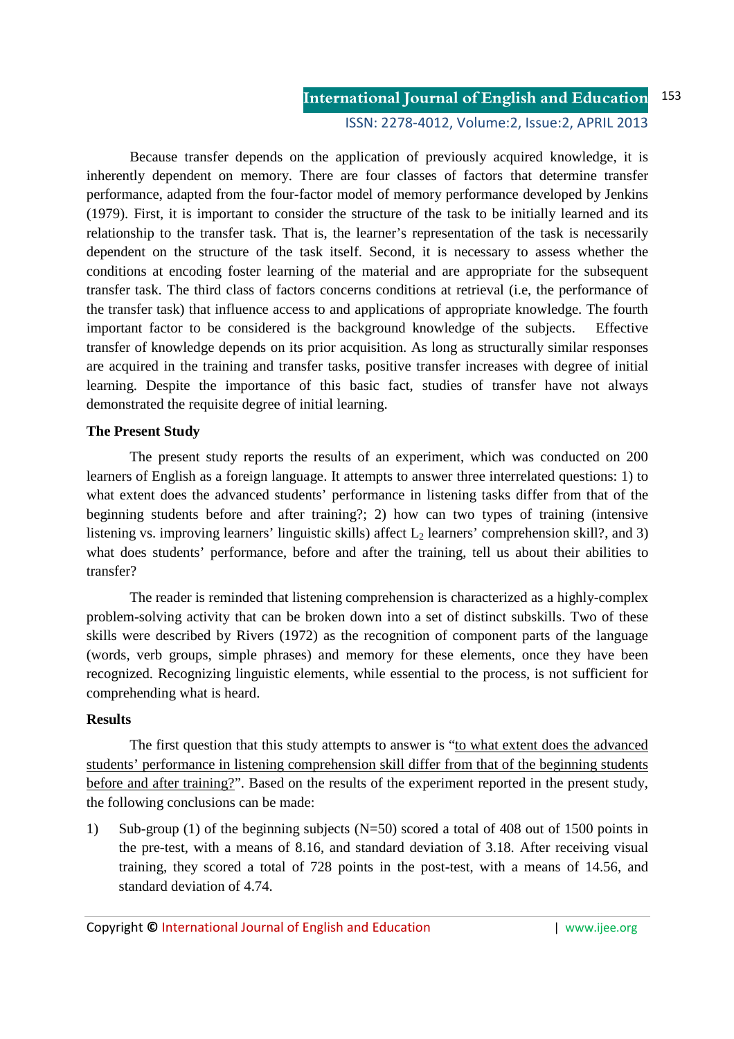Because transfer depends on the application of previously acquired knowledge, it is inherently dependent on memory. There are four classes of factors that determine transfer performance, adapted from the four-factor model of memory performance developed by Jenkins (1979). First, it is important to consider the structure of the task to be initially learned and its relationship to the transfer task. That is, the learner's representation of the task is necessarily dependent on the structure of the task itself. Second, it is necessary to assess whether the conditions at encoding foster learning of the material and are appropriate for the subsequent transfer task. The third class of factors concerns conditions at retrieval (i.e, the performance of the transfer task) that influence access to and applications of appropriate knowledge. The fourth important factor to be considered is the background knowledge of the subjects. Effective transfer of knowledge depends on its prior acquisition. As long as structurally similar responses are acquired in the training and transfer tasks, positive transfer increases with degree of initial learning. Despite the importance of this basic fact, studies of transfer have not always demonstrated the requisite degree of initial learning.

**The Present Study**

The present study reports the results of an experiment, which was conducted on 200 learners of English as a foreign language. It attempts to answer three interrelated questions: 1) to what extent does the advanced students' performance in listening tasks differ from that of the beginning students before and after training?; 2) how can two types of training (intensive listening vs. improving learners' linguistic skills) affect $L_2$ learners' comprehension skill?, and 3) what does students' performance, before and after the training, tell us about their abilities to transfer?

The reader is reminded that listening comprehension is characterized as a highly-complex problem-solving activity that can be broken down into a set of distinct subskills. Two of these skills were described by Rivers (1972) as the recognition of component parts of the language (words, verb groups, simple phrases) and memory for these elements, once they have been recognized. Recognizing linguistic elements, while essential to the process, is not sufficient for comprehending what is heard.

**Results**

The first question that this study attempts to answer is "<u>to what extent does the advanced students' performance in listening comprehension skill differ from that of the beginning students before and after training?</u>". Based on the results of the experiment reported in the present study, the following conclusions can be made:

1) Sub-group (1) of the beginning subjects (N=50) scored a total of 408 out of 1500 points in the pre-test, with a means of 8.16, and standard deviation of 3.18. After receiving visual training, they scored a total of 728 points in the post-test, with a means of 14.56, and standard deviation of 4.74.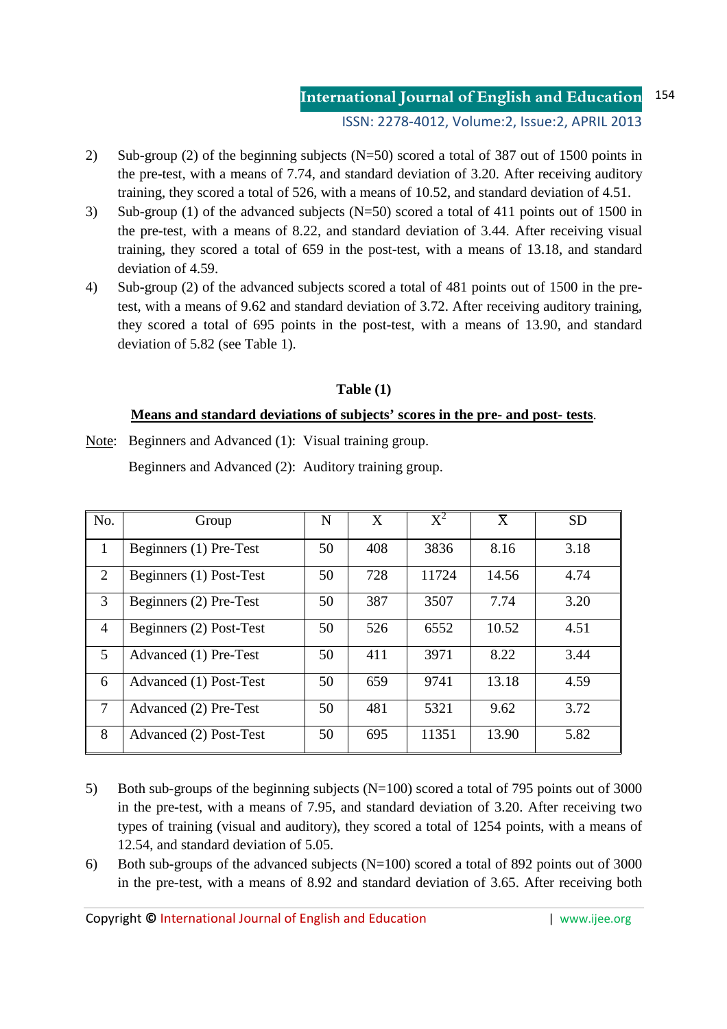2) Sub-group (2) of the beginning subjects (N=50) scored a total of 387 out of 1500 points in the pre-test, with a means of 7.74, and standard deviation of 3.20. After receiving auditory training, they scored a total of 526, with a means of 10.52, and standard deviation of 4.51.
3) Sub-group (1) of the advanced subjects (N=50) scored a total of 411 points out of 1500 in the pre-test, with a means of 8.22, and standard deviation of 3.44. After receiving visual training, they scored a total of 659 in the post-test, with a means of 13.18, and standard deviation of 4.59.
4) Sub-group (2) of the advanced subjects scored a total of 481 points out of 1500 in the pre-test, with a means of 9.62 and standard deviation of 3.72. After receiving auditory training, they scored a total of 695 points in the post-test, with a means of 13.90, and standard deviation of 5.82 (see Table 1).

**Table (1)**

**Means and standard deviations of subjects' scores in the pre- and post- tests**.

Note: Beginners and Advanced (1): Visual training group.

Beginners and Advanced (2): Auditory training group.

| No. | Group | N | X | $X^2$ | $\overline{X}$ | SD |
|---|---|---|---|---|---|---|
| 1 | Beginners (1) Pre-Test | 50 | 408 | 3836 | 8.16 | 3.18 |
| 2 | Beginners (1) Post-Test | 50 | 728 | 11724 | 14.56 | 4.74 |
| 3 | Beginners (2) Pre-Test | 50 | 387 | 3507 | 7.74 | 3.20 |
| 4 | Beginners (2) Post-Test | 50 | 526 | 6552 | 10.52 | 4.51 |
| 5 | Advanced (1) Pre-Test | 50 | 411 | 3971 | 8.22 | 3.44 |
| 6 | Advanced (1) Post-Test | 50 | 659 | 9741 | 13.18 | 4.59 |
| 7 | Advanced (2) Pre-Test | 50 | 481 | 5321 | 9.62 | 3.72 |
| 8 | Advanced (2) Post-Test | 50 | 695 | 11351 | 13.90 | 5.82 |

5) Both sub-groups of the beginning subjects (N=100) scored a total of 795 points out of 3000 in the pre-test, with a means of 7.95, and standard deviation of 3.20. After receiving two types of training (visual and auditory), they scored a total of 1254 points, with a means of 12.54, and standard deviation of 5.05.
6) Both sub-groups of the advanced subjects (N=100) scored a total of 892 points out of 3000 in the pre-test, with a means of 8.92 and standard deviation of 3.65. After receiving both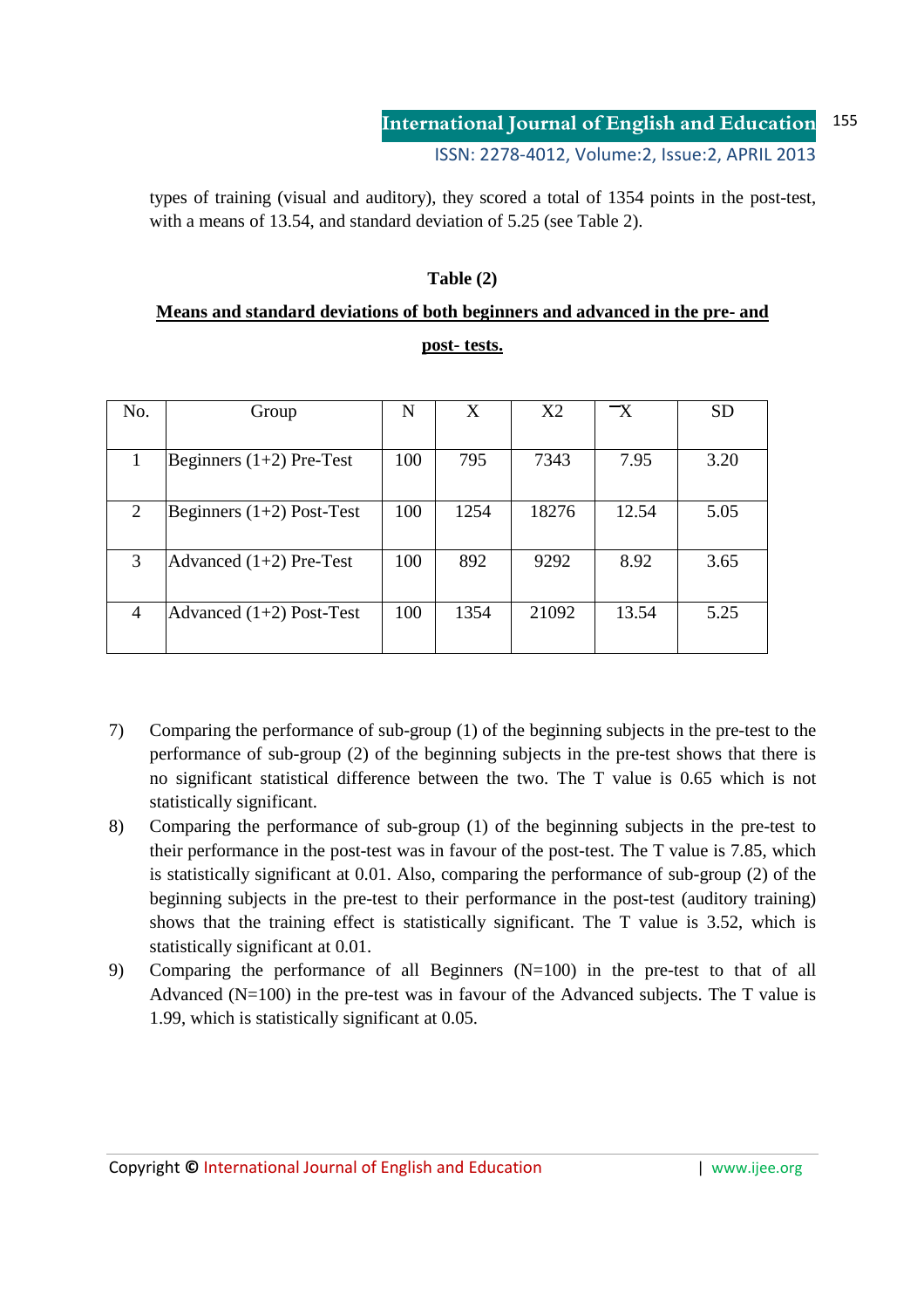types of training (visual and auditory), they scored a total of 1354 points in the post-test, with a means of 13.54, and standard deviation of 5.25 (see Table 2).

**Table (2)**

**Means and standard deviations of both beginners and advanced in the pre- and post- tests.**

| No. | Group | N | X | X2 | $\bar{X}$ | SD |
|---|---|---|---|---|---|---|
| 1 | Beginners (1+2) Pre-Test | 100 | 795 | 7343 | 7.95 | 3.20 |
| 2 | Beginners (1+2) Post-Test | 100 | 1254 | 18276 | 12.54 | 5.05 |
| 3 | Advanced (1+2) Pre-Test | 100 | 892 | 9292 | 8.92 | 3.65 |
| 4 | Advanced (1+2) Post-Test | 100 | 1354 | 21092 | 13.54 | 5.25 |

7) Comparing the performance of sub-group (1) of the beginning subjects in the pre-test to the performance of sub-group (2) of the beginning subjects in the pre-test shows that there is no significant statistical difference between the two. The T value is 0.65 which is not statistically significant.

8) Comparing the performance of sub-group (1) of the beginning subjects in the pre-test to their performance in the post-test was in favour of the post-test. The T value is 7.85, which is statistically significant at 0.01. Also, comparing the performance of sub-group (2) of the beginning subjects in the pre-test to their performance in the post-test (auditory training) shows that the training effect is statistically significant. The T value is 3.52, which is statistically significant at 0.01.

9) Comparing the performance of all Beginners (N=100) in the pre-test to that of all Advanced (N=100) in the pre-test was in favour of the Advanced subjects. The T value is 1.99, which is statistically significant at 0.05.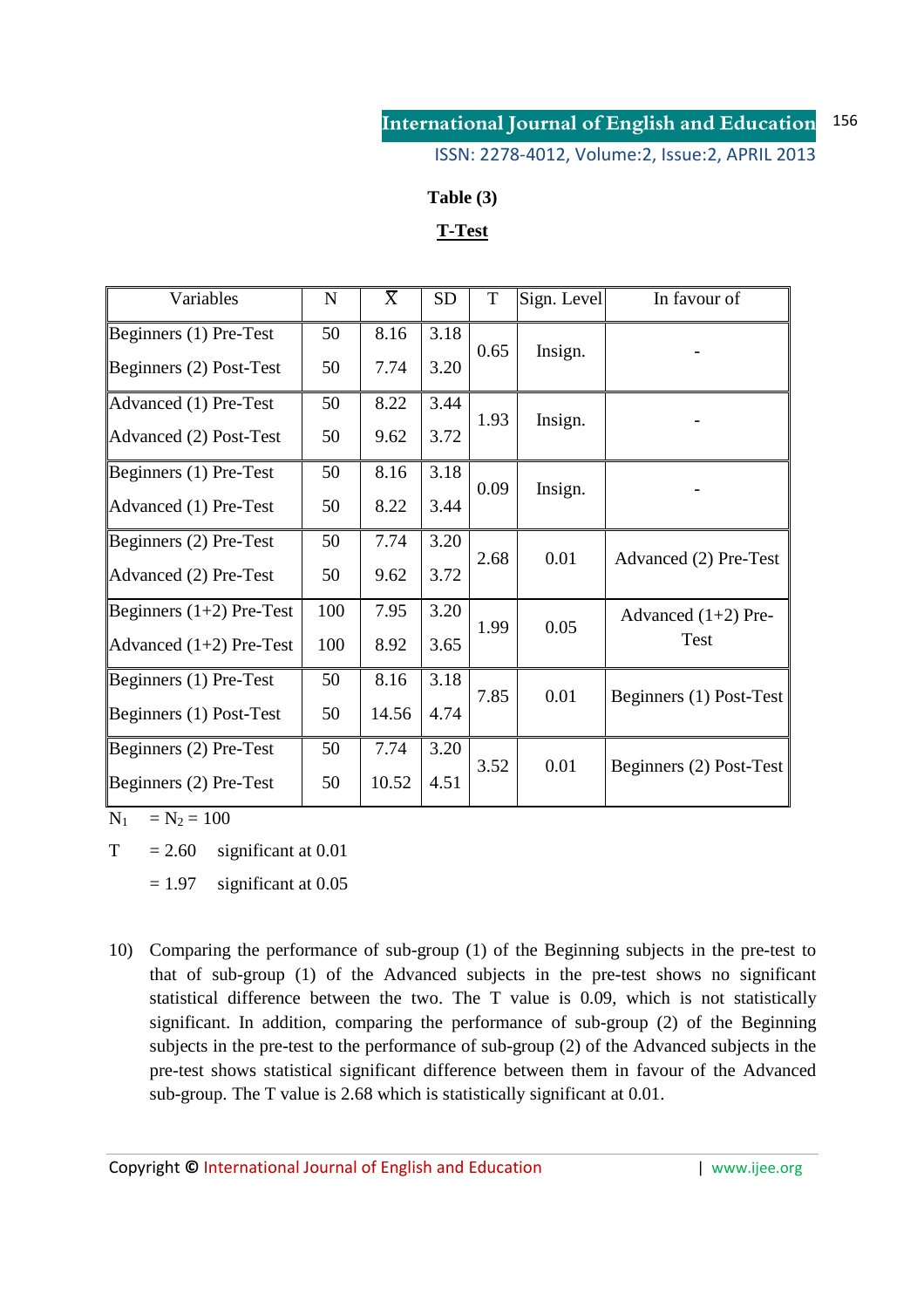**Table (3)**

**T-Test**

| Variables | N | $\overline{X}$ | SD | T | Sign. Level | In favour of |
|---|---|---|---|---|---|---|
| Beginners (1) Pre-Test | 50 | 8.16 | 3.18 | 0.65 | Insign. | - |
| Beginners (2) Post-Test | 50 | 7.74 | 3.20 | | | |
| Advanced (1) Pre-Test | 50 | 8.22 | 3.44 | 1.93 | Insign. | - |
| Advanced (2) Post-Test | 50 | 9.62 | 3.72 | | | |
| Beginners (1) Pre-Test | 50 | 8.16 | 3.18 | 0.09 | Insign. | - |
| Advanced (1) Pre-Test | 50 | 8.22 | 3.44 | | | |
| Beginners (2) Pre-Test | 50 | 7.74 | 3.20 | 2.68 | 0.01 | Advanced (2) Pre-Test |
| Advanced (2) Pre-Test | 50 | 9.62 | 3.72 | | | |
| Beginners (1+2) Pre-Test | 100 | 7.95 | 3.20 | 1.99 | 0.05 | Advanced (1+2) Pre-Test |
| Advanced (1+2) Pre-Test | 100 | 8.92 | 3.65 | | | |
| Beginners (1) Pre-Test | 50 | 8.16 | 3.18 | 7.85 | 0.01 | Beginners (1) Post-Test |
| Beginners (1) Post-Test | 50 | 14.56 | 4.74 | | | |
| Beginners (2) Pre-Test | 50 | 7.74 | 3.20 | 3.52 | 0.01 | Beginners (2) Post-Test |
| Beginners (2) Pre-Test | 50 | 10.52 | 4.51 | | | |

$N_1 = N_2 = 100$

T = 2.60 significant at 0.01

= 1.97 significant at 0.05

10) Comparing the performance of sub-group (1) of the Beginning subjects in the pre-test to that of sub-group (1) of the Advanced subjects in the pre-test shows no significant statistical difference between the two. The T value is 0.09, which is not statistically significant. In addition, comparing the performance of sub-group (2) of the Beginning subjects in the pre-test to the performance of sub-group (2) of the Advanced subjects in the pre-test shows statistical significant difference between them in favour of the Advanced sub-group. The T value is 2.68 which is statistically significant at 0.01.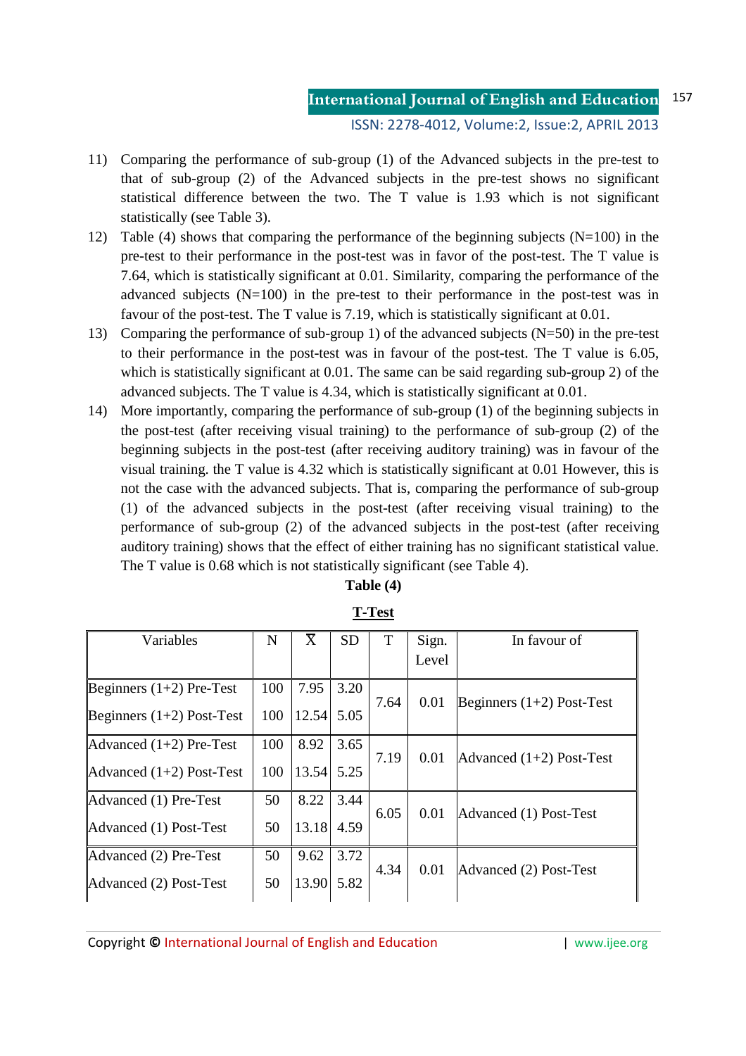11) Comparing the performance of sub-group (1) of the Advanced subjects in the pre-test to that of sub-group (2) of the Advanced subjects in the pre-test shows no significant statistical difference between the two. The T value is 1.93 which is not significant statistically (see Table 3).
12) Table (4) shows that comparing the performance of the beginning subjects (N=100) in the pre-test to their performance in the post-test was in favor of the post-test. The T value is 7.64, which is statistically significant at 0.01. Similarity, comparing the performance of the advanced subjects (N=100) in the pre-test to their performance in the post-test was in favour of the post-test. The T value is 7.19, which is statistically significant at 0.01.
13) Comparing the performance of sub-group 1) of the advanced subjects (N=50) in the pre-test to their performance in the post-test was in favour of the post-test. The T value is 6.05, which is statistically significant at 0.01. The same can be said regarding sub-group 2) of the advanced subjects. The T value is 4.34, which is statistically significant at 0.01.
14) More importantly, comparing the performance of sub-group (1) of the beginning subjects in the post-test (after receiving visual training) to the performance of sub-group (2) of the beginning subjects in the post-test (after receiving auditory training) was in favour of the visual training. the T value is 4.32 which is statistically significant at 0.01 However, this is not the case with the advanced subjects. That is, comparing the performance of sub-group (1) of the advanced subjects in the post-test (after receiving visual training) to the performance of sub-group (2) of the advanced subjects in the post-test (after receiving auditory training) shows that the effect of either training has no significant statistical value. The T value is 0.68 which is not statistically significant (see Table 4).

**Table (4)**

**T-Test**

| Variables | N | $\bar{X}$ | SD | T | Sign. Level | In favour of |
|---|---|---|---|---|---|---|
| Beginners (1+2) Pre-Test | 100 | 7.95 | 3.20 | 7.64 | 0.01 | Beginners (1+2) Post-Test |
| Beginners (1+2) Post-Test | 100 | 12.54 | 5.05 | | | |
| Advanced (1+2) Pre-Test | 100 | 8.92 | 3.65 | 7.19 | 0.01 | Advanced (1+2) Post-Test |
| Advanced (1+2) Post-Test | 100 | 13.54 | 5.25 | | | |
| Advanced (1) Pre-Test | 50 | 8.22 | 3.44 | 6.05 | 0.01 | Advanced (1) Post-Test |
| Advanced (1) Post-Test | 50 | 13.18 | 4.59 | | | |
| Advanced (2) Pre-Test | 50 | 9.62 | 3.72 | 4.34 | 0.01 | Advanced (2) Post-Test |
| Advanced (2) Post-Test | 50 | 13.90 | 5.82 | | | |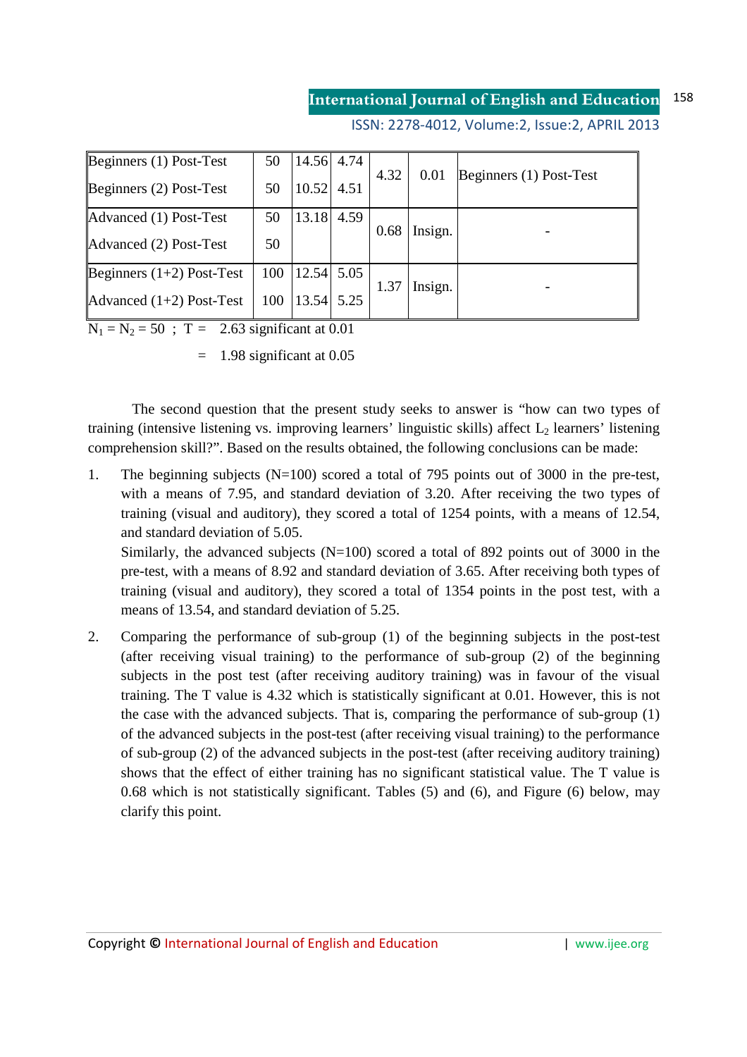| | | | | | | |
|---|---|---|---|---|---|---|
| Beginners (1) Post-Test | 50 | 14.56 | 4.74 | 4.32 | 0.01 | Beginners (1) Post-Test |
| Beginners (2) Post-Test | 50 | 10.52 | 4.51 | | | |
| Advanced (1) Post-Test | 50 | 13.18 | 4.59 | 0.68 | Insign. | - |
| Advanced (2) Post-Test | 50 | | | | | |
| Beginners (1+2) Post-Test | 100 | 12.54 | 5.05 | 1.37 | Insign. | - |
| Advanced (1+2) Post-Test | 100 | 13.54 | 5.25 | | | |

$N_1 = N_2 = 50$ ; T = 2.63 significant at 0.01

= 1.98 significant at 0.05

The second question that the present study seeks to answer is "how can two types of training (intensive listening vs. improving learners' linguistic skills) affect $L_2$ learners' listening comprehension skill?". Based on the results obtained, the following conclusions can be made:

1. The beginning subjects (N=100) scored a total of 795 points out of 3000 in the pre-test, with a means of 7.95, and standard deviation of 3.20. After receiving the two types of training (visual and auditory), they scored a total of 1254 points, with a means of 12.54, and standard deviation of 5.05.

   Similarly, the advanced subjects (N=100) scored a total of 892 points out of 3000 in the pre-test, with a means of 8.92 and standard deviation of 3.65. After receiving both types of training (visual and auditory), they scored a total of 1354 points in the post test, with a means of 13.54, and standard deviation of 5.25.

2. Comparing the performance of sub-group (1) of the beginning subjects in the post-test (after receiving visual training) to the performance of sub-group (2) of the beginning subjects in the post test (after receiving auditory training) was in favour of the visual training. The T value is 4.32 which is statistically significant at 0.01. However, this is not the case with the advanced subjects. That is, comparing the performance of sub-group (1) of the advanced subjects in the post-test (after receiving visual training) to the performance of sub-group (2) of the advanced subjects in the post-test (after receiving auditory training) shows that the effect of either training has no significant statistical value. The T value is 0.68 which is not statistically significant. Tables (5) and (6), and Figure (6) below, may clarify this point.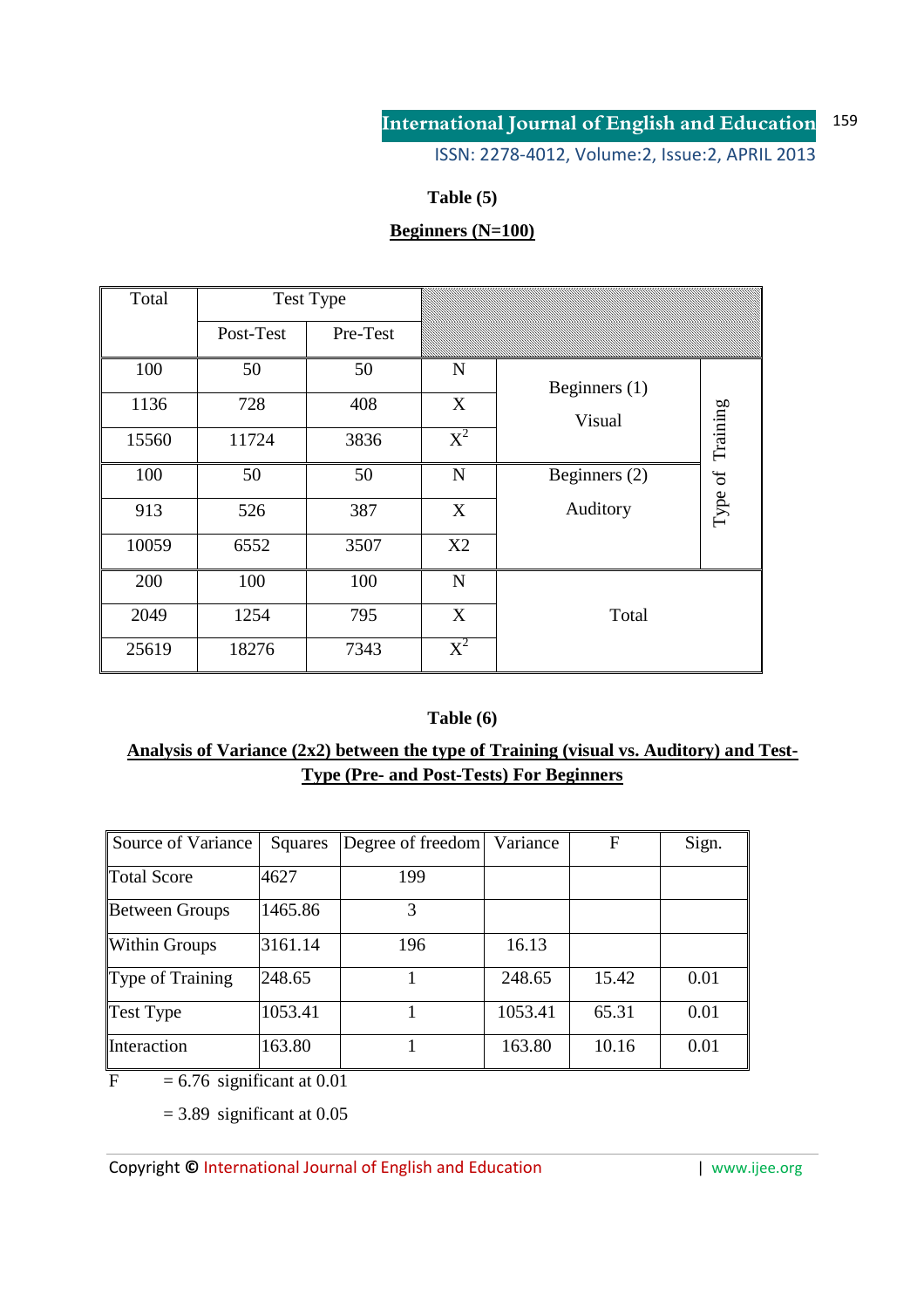**Table (5)**

**Beginners (N=100)**

| Total | Test Type | | | | |
|---|---|---|---|---|---|
| | Post-Test | Pre-Test | | | |
| 100 | 50 | 50 | N | Beginners (1) Visual | Type of Training |
| 1136 | 728 | 408 | X | | |
| 15560 | 11724 | 3836 | $X^2$ | | |
| 100 | 50 | 50 | N | Beginners (2) Auditory | |
| 913 | 526 | 387 | X | | |
| 10059 | 6552 | 3507 | X2 | | |
| 200 | 100 | 100 | N | Total | |
| 2049 | 1254 | 795 | X | | |
| 25619 | 18276 | 7343 | $X^2$ | | |

**Table (6)**

**Analysis of Variance (2x2) between the type of Training (visual vs. Auditory) and Test-Type (Pre- and Post-Tests) For Beginners**

| Source of Variance | Squares | Degree of freedom | Variance | F | Sign. |
|---|---|---|---|---|---|
| Total Score | 4627 | 199 | | | |
| Between Groups | 1465.86 | 3 | | | |
| Within Groups | 3161.14 | 196 | 16.13 | | |
| Type of Training | 248.65 | 1 | 248.65 | 15.42 | 0.01 |
| Test Type | 1053.41 | 1 | 1053.41 | 65.31 | 0.01 |
| Interaction | 163.80 | 1 | 163.80 | 10.16 | 0.01 |

F = 6.76 significant at 0.01

= 3.89 significant at 0.05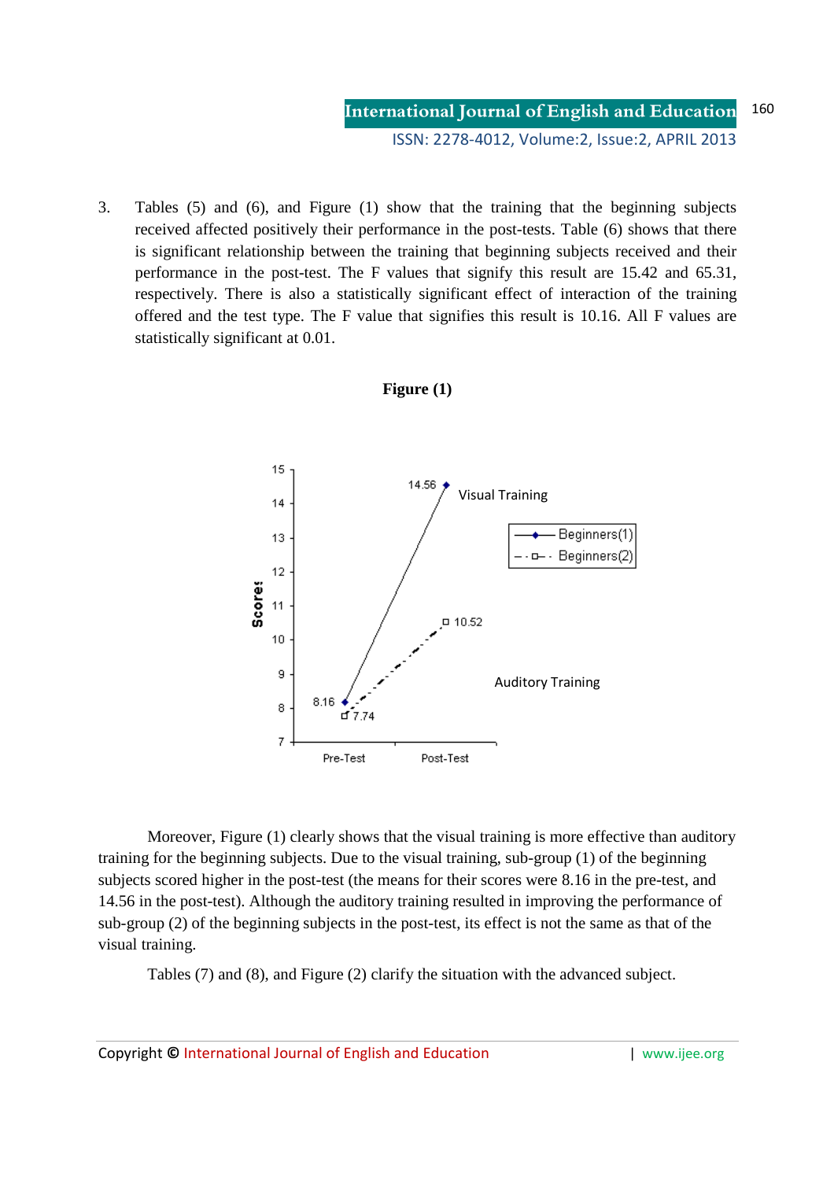3. Tables (5) and (6), and Figure (1) show that the training that the beginning subjects received affected positively their performance in the post-tests. Table (6) shows that there is significant relationship between the training that beginning subjects received and their performance in the post-test. The F values that signify this result are 15.42 and 65.31, respectively. There is also a statistically significant effect of interaction of the training offered and the test type. The F value that signifies this result is 10.16. All F values are statistically significant at 0.01.

**Figure (1)**

Moreover, Figure (1) clearly shows that the visual training is more effective than auditory training for the beginning subjects. Due to the visual training, sub-group (1) of the beginning subjects scored higher in the post-test (the means for their scores were 8.16 in the pre-test, and 14.56 in the post-test). Although the auditory training resulted in improving the performance of sub-group (2) of the beginning subjects in the post-test, its effect is not the same as that of the visual training.

Tables (7) and (8), and Figure (2) clarify the situation with the advanced subject.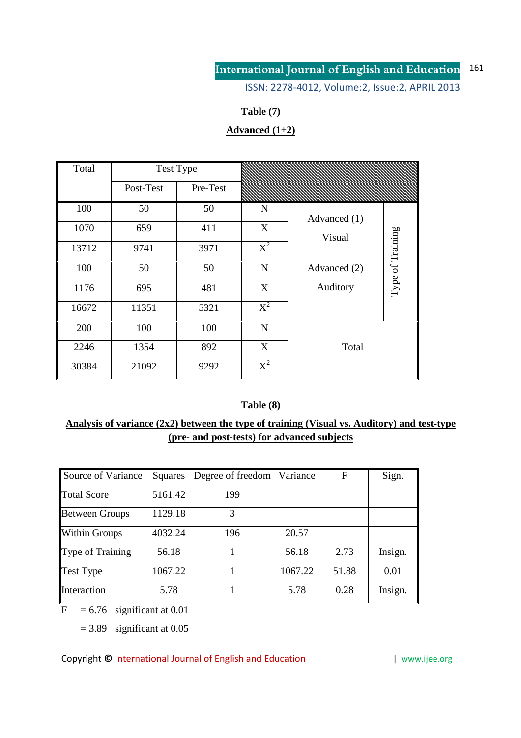**Table (7)**

**Advanced (1+2)**

| Total | Test Type | | | | |
|---|---|---|---|---|---|
| | Post-Test | Pre-Test | | | |
| 100 | 50 | 50 | N | Advanced (1) Visual | Type of Training |
| 1070 | 659 | 411 | X | | |
| 13712 | 9741 | 3971 | $X^2$ | | |
| 100 | 50 | 50 | N | Advanced (2) Auditory | |
| 1176 | 695 | 481 | X | | |
| 16672 | 11351 | 5321 | $X^2$ | | |
| 200 | 100 | 100 | N | Total | |
| 2246 | 1354 | 892 | X | | |
| 30384 | 21092 | 9292 | $X^2$ | | |

**Table (8)**

**Analysis of variance (2x2) between the type of training (Visual vs. Auditory) and test-type (pre- and post-tests) for advanced subjects**

| Source of Variance | Squares | Degree of freedom | Variance | F | Sign. |
|---|---|---|---|---|---|
| Total Score | 5161.42 | 199 | | | |
| Between Groups | 1129.18 | 3 | | | |
| Within Groups | 4032.24 | 196 | 20.57 | | |
| Type of Training | 56.18 | 1 | 56.18 | 2.73 | Insign. |
| Test Type | 1067.22 | 1 | 1067.22 | 51.88 | 0.01 |
| Interaction | 5.78 | 1 | 5.78 | 0.28 | Insign. |

F = 6.76 significant at 0.01

= 3.89 significant at 0.05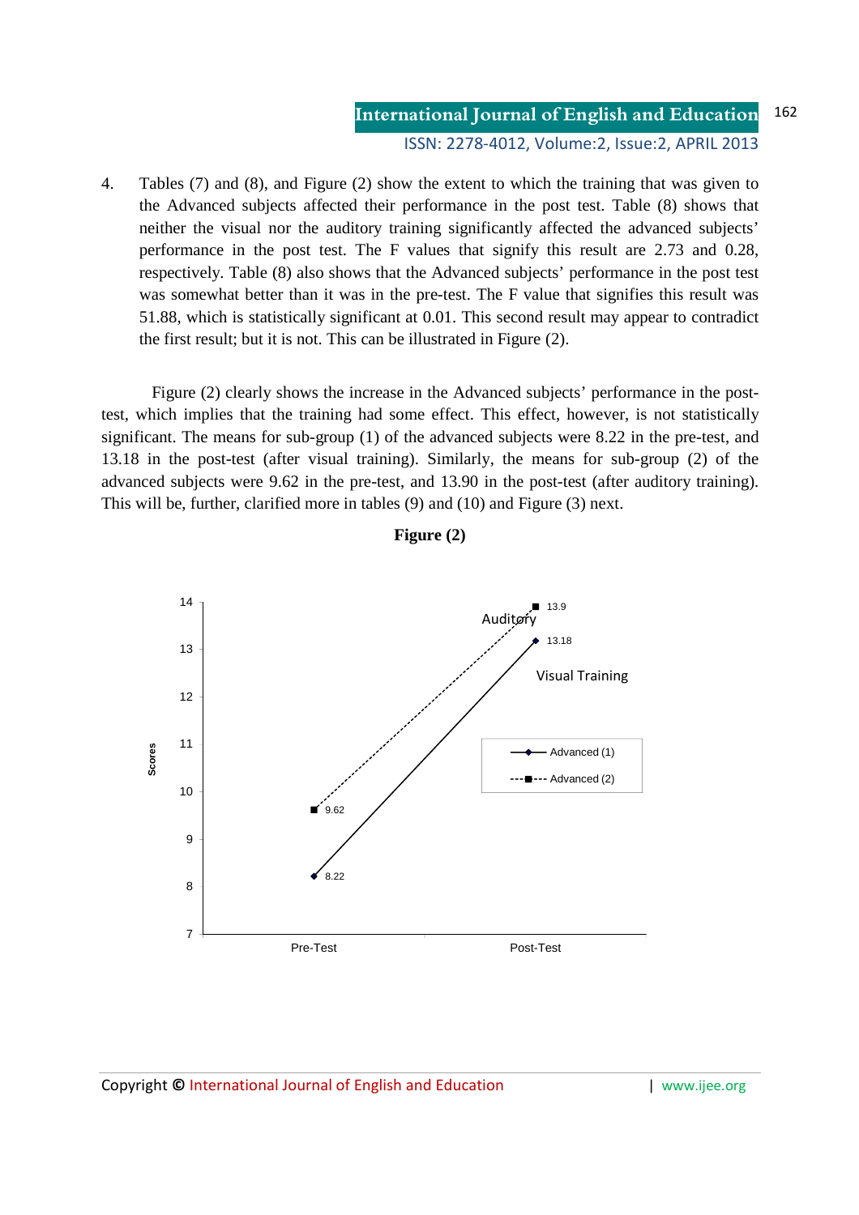4. Tables (7) and (8), and Figure (2) show the extent to which the training that was given to the Advanced subjects affected their performance in the post test. Table (8) shows that neither the visual nor the auditory training significantly affected the advanced subjects' performance in the post test. The F values that signify this result are 2.73 and 0.28, respectively. Table (8) also shows that the Advanced subjects' performance in the post test was somewhat better than it was in the pre-test. The F value that signifies this result was 51.88, which is statistically significant at 0.01. This second result may appear to contradict the first result; but it is not. This can be illustrated in Figure (2).

Figure (2) clearly shows the increase in the Advanced subjects' performance in the post-test, which implies that the training had some effect. This effect, however, is not statistically significant. The means for sub-group (1) of the advanced subjects were 8.22 in the pre-test, and 13.18 in the post-test (after visual training). Similarly, the means for sub-group (2) of the advanced subjects were 9.62 in the pre-test, and 13.90 in the post-test (after auditory training). This will be, further, clarified more in tables (9) and (10) and Figure (3) next.

**Figure (2)**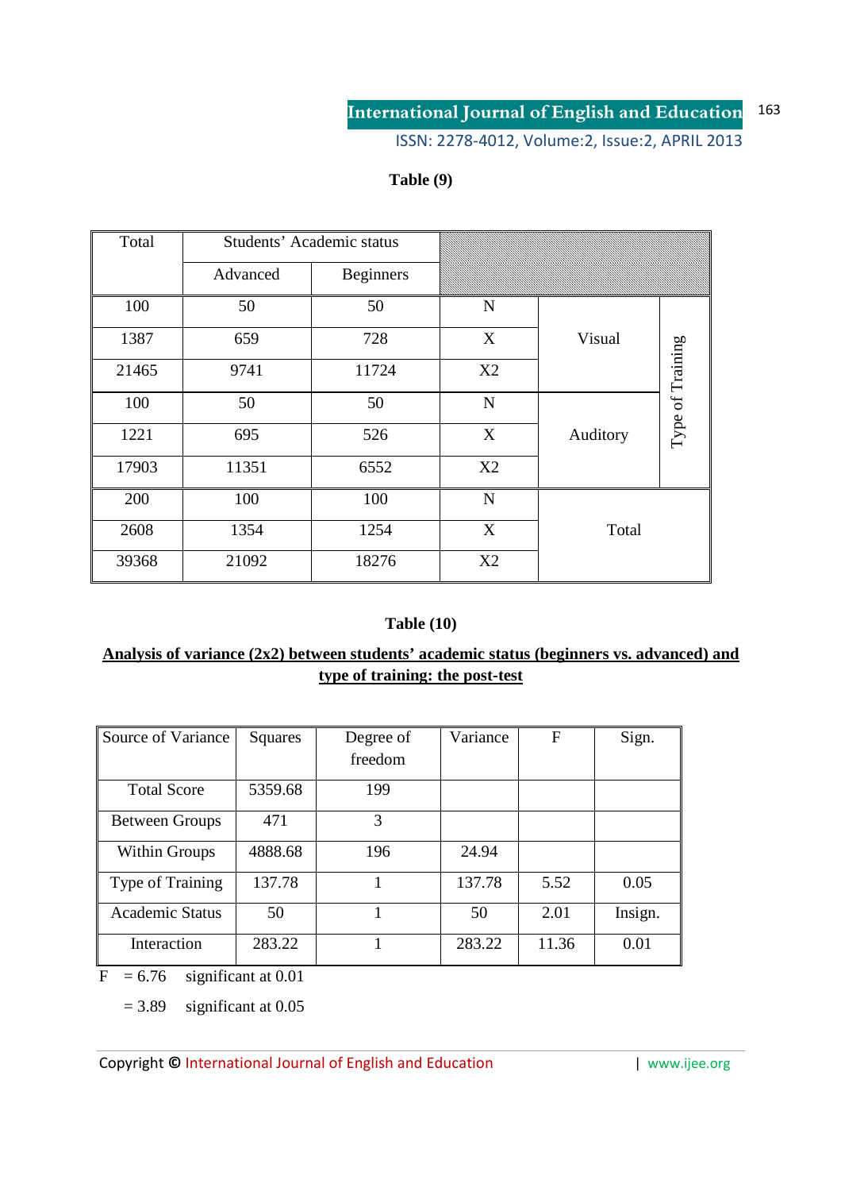**Table (9)**

| Total | Students' Academic status | | | | |
|---|---|---|---|---|---|
| | Advanced | Beginners | | | |
| 100 | 50 | 50 | N | Visual | Type of Training |
| 1387 | 659 | 728 | X | | |
| 21465 | 9741 | 11724 | X2 | | |
| 100 | 50 | 50 | N | Auditory | |
| 1221 | 695 | 526 | X | | |
| 17903 | 11351 | 6552 | X2 | | |
| 200 | 100 | 100 | N | Total | |
| 2608 | 1354 | 1254 | X | | |
| 39368 | 21092 | 18276 | X2 | | |

**Table (10)**

**Analysis of variance (2x2) between students' academic status (beginners vs. advanced) and type of training: the post-test**

| Source of Variance | Squares | Degree of freedom | Variance | F | Sign. |
|---|---|---|---|---|---|
| Total Score | 5359.68 | 199 | | | |
| Between Groups | 471 | 3 | | | |
| Within Groups | 4888.68 | 196 | 24.94 | | |
| Type of Training | 137.78 | 1 | 137.78 | 5.52 | 0.05 |
| Academic Status | 50 | 1 | 50 | 2.01 | Insign. |
| Interaction | 283.22 | 1 | 283.22 | 11.36 | 0.01 |

F = 6.76 significant at 0.01

= 3.89 significant at 0.05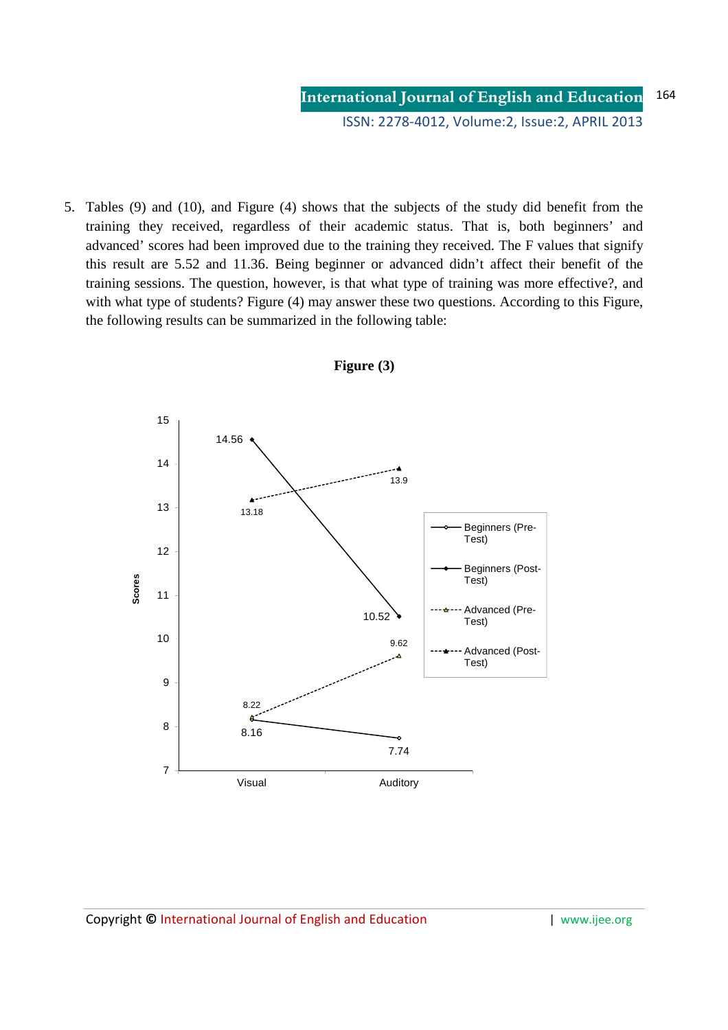5. Tables (9) and (10), and Figure (4) shows that the subjects of the study did benefit from the training they received, regardless of their academic status. That is, both beginners' and advanced' scores had been improved due to the training they received. The F values that signify this result are 5.52 and 11.36. Being beginner or advanced didn't affect their benefit of the training sessions. The question, however, is that what type of training was more effective?, and with what type of students? Figure (4) may answer these two questions. According to this Figure, the following results can be summarized in the following table:

**Figure (3)**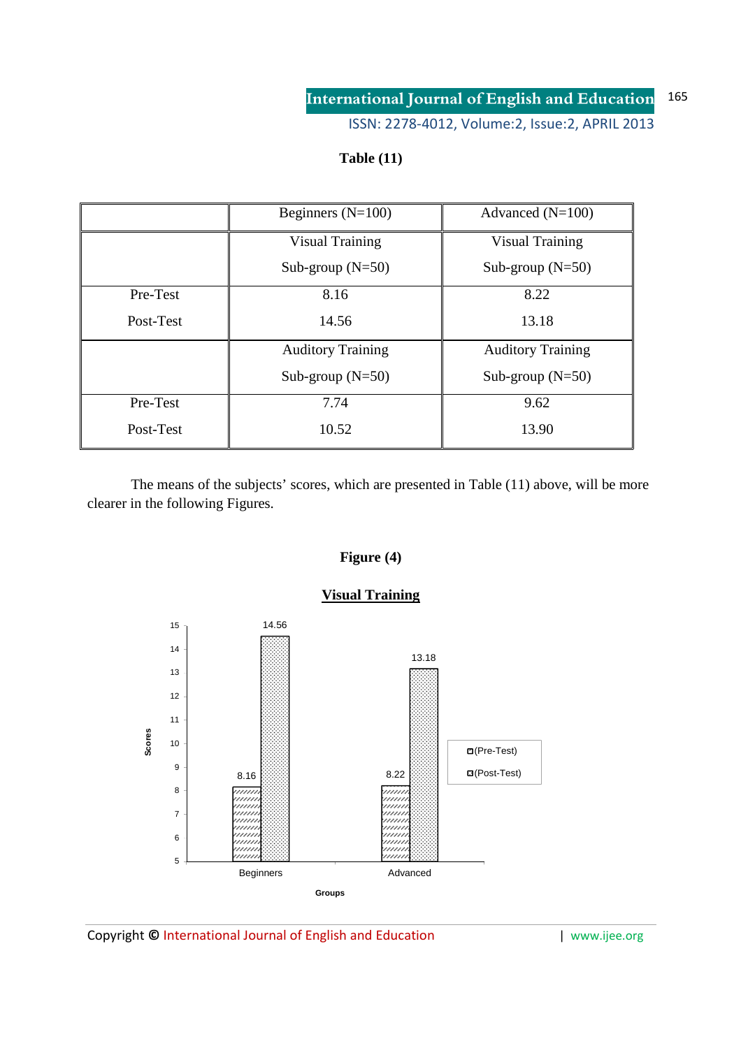**Table (11)**

| | Beginners (N=100) | Advanced (N=100) |
|---|---|---|
| | Visual Training Sub-group (N=50) | Visual Training Sub-group (N=50) |
| Pre-Test | 8.16 | 8.22 |
| Post-Test | 14.56 | 13.18 |
| | Auditory Training Sub-group (N=50) | Auditory Training Sub-group (N=50) |
| Pre-Test | 7.74 | 9.62 |
| Post-Test | 10.52 | 13.90 |

The means of the subjects' scores, which are presented in Table (11) above, will be more clearer in the following Figures.

**Figure (4)**

**Visual Training**

| Groups | (Pre-Test) | (Post-Test) |
|---|---|---|
| Beginners | 8.16 | 14.56 |
| Advanced | 8.22 | 13.18 |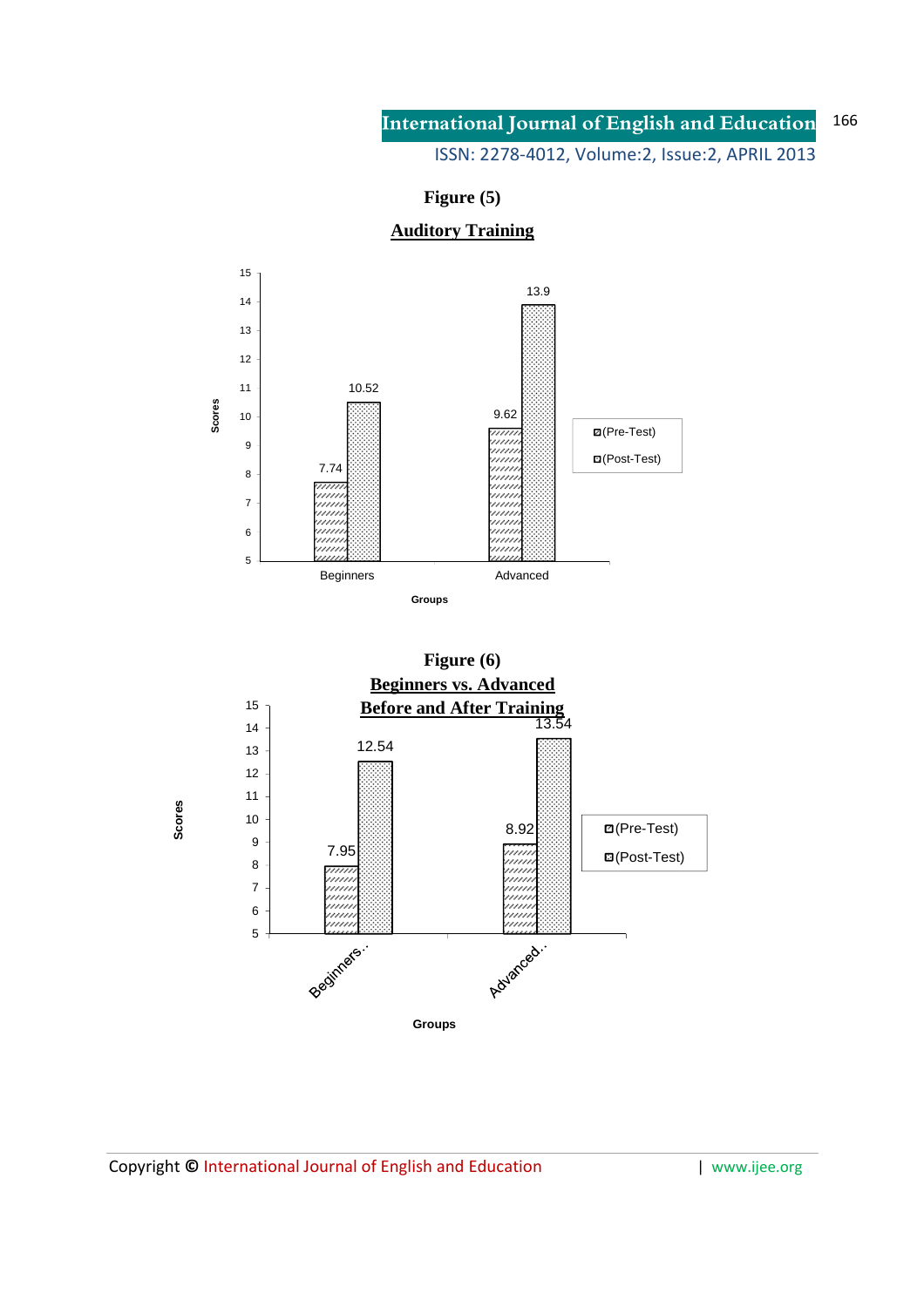**Figure (5)**

**Auditory Training**

| Groups | (Pre-Test) | (Post-Test) |
|---|---|---|
| Beginners | 7.74 | 10.52 |
| Advanced | 9.62 | 13.9 |

**Figure (6)**

**Beginners vs. Advanced**

**Before and After Training**

| Groups | (Pre-Test) | (Post-Test) |
|---|---|---|
| Beginners.. | 7.95 | 12.54 |
| Advanced.. | 8.92 | 13.54 |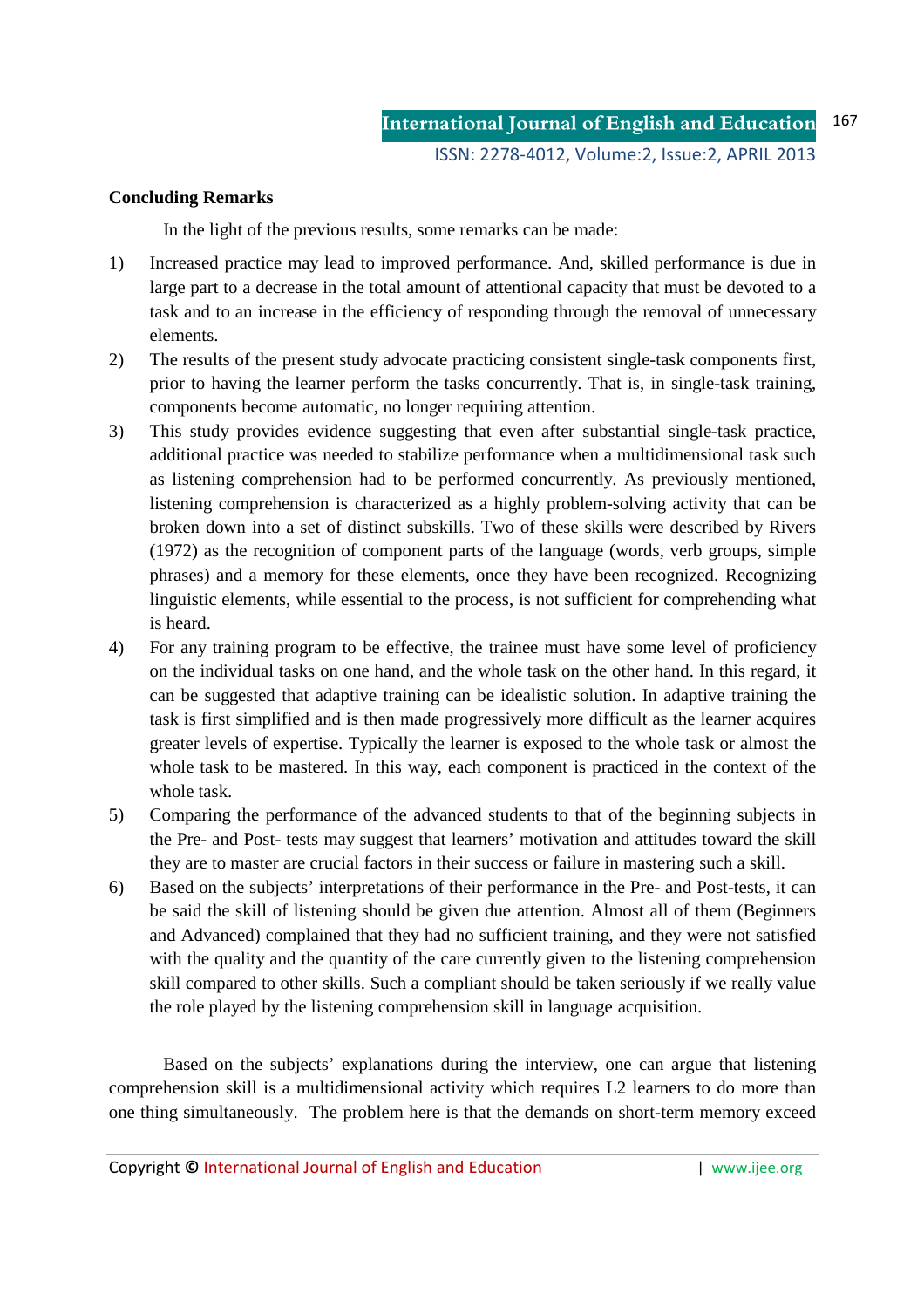**Concluding Remarks**

In the light of the previous results, some remarks can be made:

1) Increased practice may lead to improved performance. And, skilled performance is due in large part to a decrease in the total amount of attentional capacity that must be devoted to a task and to an increase in the efficiency of responding through the removal of unnecessary elements.
2) The results of the present study advocate practicing consistent single-task components first, prior to having the learner perform the tasks concurrently. That is, in single-task training, components become automatic, no longer requiring attention.
3) This study provides evidence suggesting that even after substantial single-task practice, additional practice was needed to stabilize performance when a multidimensional task such as listening comprehension had to be performed concurrently. As previously mentioned, listening comprehension is characterized as a highly problem-solving activity that can be broken down into a set of distinct subskills. Two of these skills were described by Rivers (1972) as the recognition of component parts of the language (words, verb groups, simple phrases) and a memory for these elements, once they have been recognized. Recognizing linguistic elements, while essential to the process, is not sufficient for comprehending what is heard.
4) For any training program to be effective, the trainee must have some level of proficiency on the individual tasks on one hand, and the whole task on the other hand. In this regard, it can be suggested that adaptive training can be idealistic solution. In adaptive training the task is first simplified and is then made progressively more difficult as the learner acquires greater levels of expertise. Typically the learner is exposed to the whole task or almost the whole task to be mastered. In this way, each component is practiced in the context of the whole task.
5) Comparing the performance of the advanced students to that of the beginning subjects in the Pre- and Post- tests may suggest that learners' motivation and attitudes toward the skill they are to master are crucial factors in their success or failure in mastering such a skill.
6) Based on the subjects' interpretations of their performance in the Pre- and Post-tests, it can be said the skill of listening should be given due attention. Almost all of them (Beginners and Advanced) complained that they had no sufficient training, and they were not satisfied with the quality and the quantity of the care currently given to the listening comprehension skill compared to other skills. Such a compliant should be taken seriously if we really value the role played by the listening comprehension skill in language acquisition.

Based on the subjects' explanations during the interview, one can argue that listening comprehension skill is a multidimensional activity which requires L2 learners to do more than one thing simultaneously. The problem here is that the demands on short-term memory exceed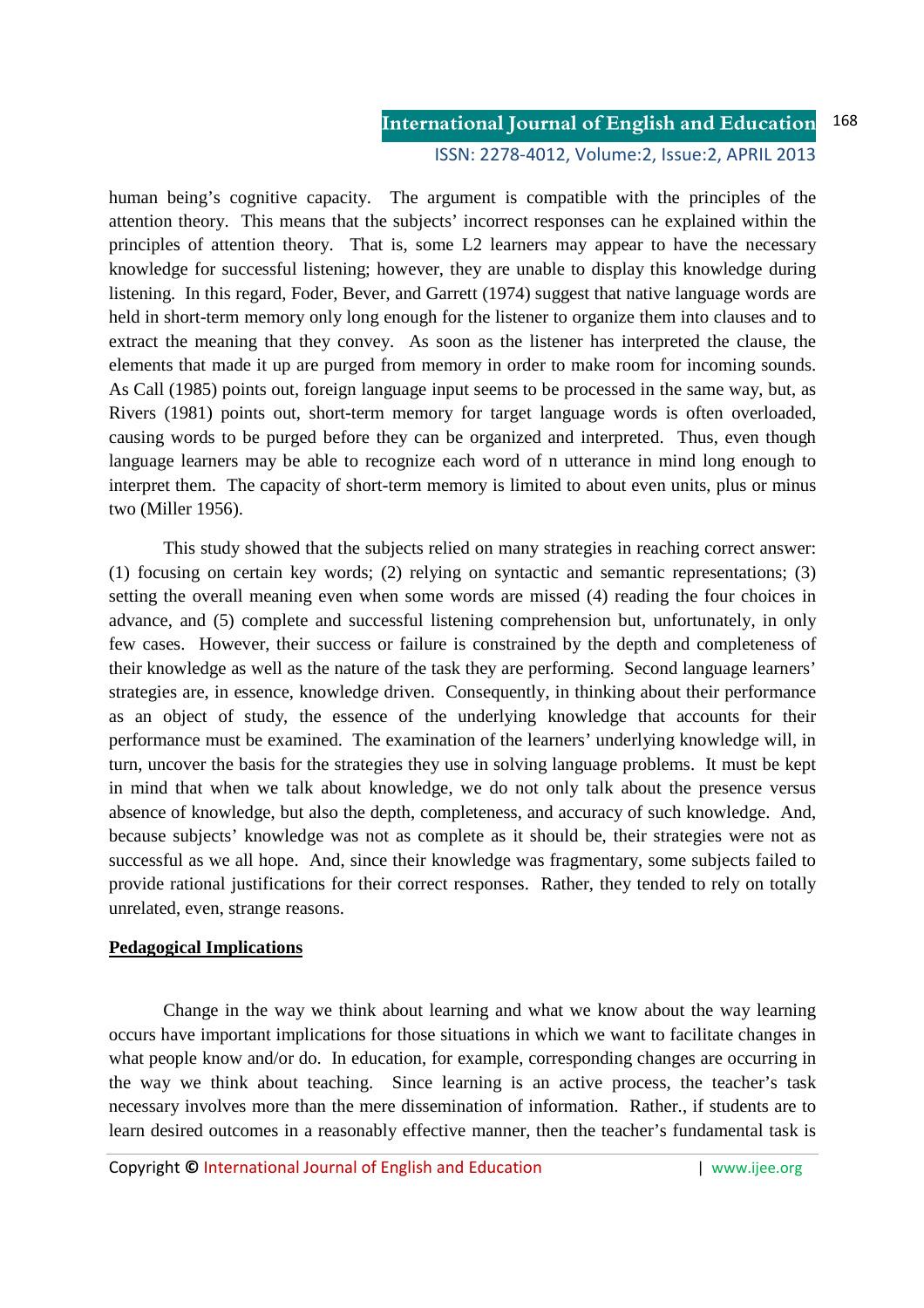human being's cognitive capacity. The argument is compatible with the principles of the attention theory. This means that the subjects' incorrect responses can he explained within the principles of attention theory. That is, some L2 learners may appear to have the necessary knowledge for successful listening; however, they are unable to display this knowledge during listening. In this regard, Foder, Bever, and Garrett (1974) suggest that native language words are held in short-term memory only long enough for the listener to organize them into clauses and to extract the meaning that they convey. As soon as the listener has interpreted the clause, the elements that made it up are purged from memory in order to make room for incoming sounds. As Call (1985) points out, foreign language input seems to be processed in the same way, but, as Rivers (1981) points out, short-term memory for target language words is often overloaded, causing words to be purged before they can be organized and interpreted. Thus, even though language learners may be able to recognize each word of n utterance in mind long enough to interpret them. The capacity of short-term memory is limited to about even units, plus or minus two (Miller 1956).

This study showed that the subjects relied on many strategies in reaching correct answer: (1) focusing on certain key words; (2) relying on syntactic and semantic representations; (3) setting the overall meaning even when some words are missed (4) reading the four choices in advance, and (5) complete and successful listening comprehension but, unfortunately, in only few cases. However, their success or failure is constrained by the depth and completeness of their knowledge as well as the nature of the task they are performing. Second language learners' strategies are, in essence, knowledge driven. Consequently, in thinking about their performance as an object of study, the essence of the underlying knowledge that accounts for their performance must be examined. The examination of the learners' underlying knowledge will, in turn, uncover the basis for the strategies they use in solving language problems. It must be kept in mind that when we talk about knowledge, we do not only talk about the presence versus absence of knowledge, but also the depth, completeness, and accuracy of such knowledge. And, because subjects' knowledge was not as complete as it should be, their strategies were not as successful as we all hope. And, since their knowledge was fragmentary, some subjects failed to provide rational justifications for their correct responses. Rather, they tended to rely on totally unrelated, even, strange reasons.

## Pedagogical Implications

Change in the way we think about learning and what we know about the way learning occurs have important implications for those situations in which we want to facilitate changes in what people know and/or do. In education, for example, corresponding changes are occurring in the way we think about teaching. Since learning is an active process, the teacher's task necessary involves more than the mere dissemination of information. Rather., if students are to learn desired outcomes in a reasonably effective manner, then the teacher's fundamental task is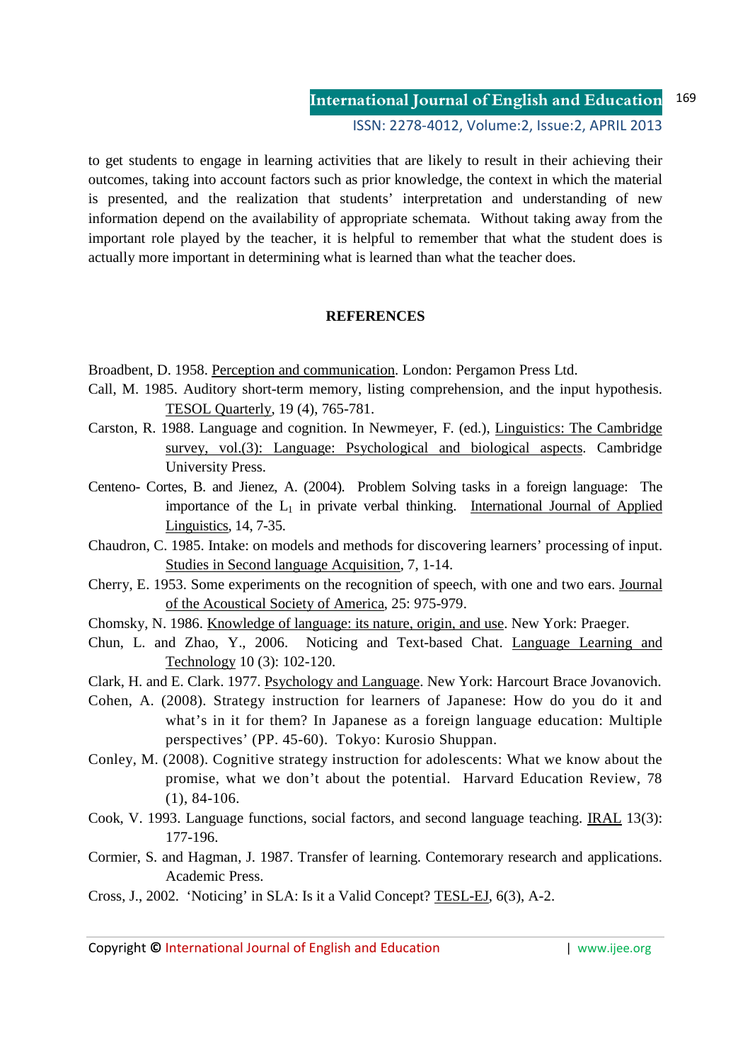to get students to engage in learning activities that are likely to result in their achieving their outcomes, taking into account factors such as prior knowledge, the context in which the material is presented, and the realization that students' interpretation and understanding of new information depend on the availability of appropriate schemata. Without taking away from the important role played by the teacher, it is helpful to remember that what the student does is actually more important in determining what is learned than what the teacher does.

## REFERENCES

Broadbent, D. 1958. Perception and communication. London: Pergamon Press Ltd.

Call, M. 1985. Auditory short-term memory, listing comprehension, and the input hypothesis. TESOL Quarterly, 19 (4), 765-781.

Carston, R. 1988. Language and cognition. In Newmeyer, F. (ed.), Linguistics: The Cambridge survey, vol.(3): Language: Psychological and biological aspects. Cambridge University Press.

Centeno- Cortes, B. and Jienez, A. (2004). Problem Solving tasks in a foreign language: The importance of the $L_1$ in private verbal thinking. International Journal of Applied Linguistics, 14, 7-35.

Chaudron, C. 1985. Intake: on models and methods for discovering learners' processing of input. Studies in Second language Acquisition, 7, 1-14.

Cherry, E. 1953. Some experiments on the recognition of speech, with one and two ears. Journal of the Acoustical Society of America, 25: 975-979.

Chomsky, N. 1986. Knowledge of language: its nature, origin, and use. New York: Praeger.

Chun, L. and Zhao, Y., 2006. Noticing and Text-based Chat. Language Learning and Technology 10 (3): 102-120.

Clark, H. and E. Clark. 1977. Psychology and Language. New York: Harcourt Brace Jovanovich.

Cohen, A. (2008). Strategy instruction for learners of Japanese: How do you do it and what's in it for them? In Japanese as a foreign language education: Multiple perspectives' (PP. 45-60). Tokyo: Kurosio Shuppan.

Conley, M. (2008). Cognitive strategy instruction for adolescents: What we know about the promise, what we don't about the potential. Harvard Education Review, 78 (1), 84-106.

Cook, V. 1993. Language functions, social factors, and second language teaching. IRAL 13(3): 177-196.

Cormier, S. and Hagman, J. 1987. Transfer of learning. Contemorary research and applications. Academic Press.

Cross, J., 2002. 'Noticing' in SLA: Is it a Valid Concept? TESL-EJ, 6(3), A-2.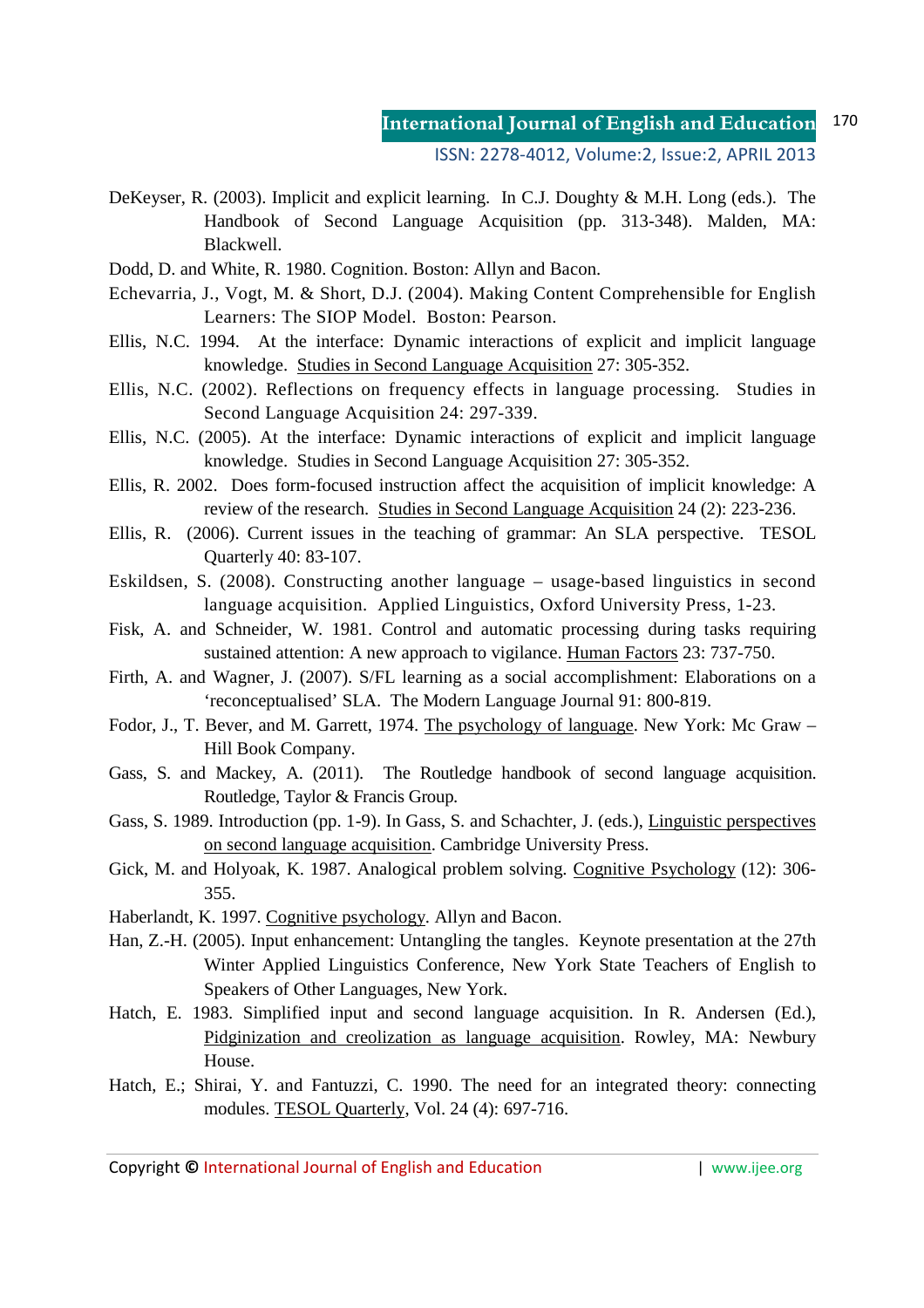DeKeyser, R. (2003). Implicit and explicit learning. In C.J. Doughty & M.H. Long (eds.). The Handbook of Second Language Acquisition (pp. 313-348). Malden, MA: Blackwell.

Dodd, D. and White, R. 1980. Cognition. Boston: Allyn and Bacon.

Echevarria, J., Vogt, M. & Short, D.J. (2004). Making Content Comprehensible for English Learners: The SIOP Model. Boston: Pearson.

Ellis, N.C. 1994. At the interface: Dynamic interactions of explicit and implicit language knowledge. Studies in Second Language Acquisition 27: 305-352.

Ellis, N.C. (2002). Reflections on frequency effects in language processing. Studies in Second Language Acquisition 24: 297-339.

Ellis, N.C. (2005). At the interface: Dynamic interactions of explicit and implicit language knowledge. Studies in Second Language Acquisition 27: 305-352.

Ellis, R. 2002. Does form-focused instruction affect the acquisition of implicit knowledge: A review of the research. Studies in Second Language Acquisition 24 (2): 223-236.

Ellis, R. (2006). Current issues in the teaching of grammar: An SLA perspective. TESOL Quarterly 40: 83-107.

Eskildsen, S. (2008). Constructing another language – usage-based linguistics in second language acquisition. Applied Linguistics, Oxford University Press, 1-23.

Fisk, A. and Schneider, W. 1981. Control and automatic processing during tasks requiring sustained attention: A new approach to vigilance. Human Factors 23: 737-750.

Firth, A. and Wagner, J. (2007). S/FL learning as a social accomplishment: Elaborations on a 'reconceptualised' SLA. The Modern Language Journal 91: 800-819.

Fodor, J., T. Bever, and M. Garrett, 1974. The psychology of language. New York: Mc Graw – Hill Book Company.

Gass, S. and Mackey, A. (2011). The Routledge handbook of second language acquisition. Routledge, Taylor & Francis Group.

Gass, S. 1989. Introduction (pp. 1-9). In Gass, S. and Schachter, J. (eds.), Linguistic perspectives on second language acquisition. Cambridge University Press.

Gick, M. and Holyoak, K. 1987. Analogical problem solving. Cognitive Psychology (12): 306-355.

Haberlandt, K. 1997. Cognitive psychology. Allyn and Bacon.

Han, Z.-H. (2005). Input enhancement: Untangling the tangles. Keynote presentation at the 27th Winter Applied Linguistics Conference, New York State Teachers of English to Speakers of Other Languages, New York.

Hatch, E. 1983. Simplified input and second language acquisition. In R. Andersen (Ed.), Pidginization and creolization as language acquisition. Rowley, MA: Newbury House.

Hatch, E.; Shirai, Y. and Fantuzzi, C. 1990. The need for an integrated theory: connecting modules. TESOL Quarterly, Vol. 24 (4): 697-716.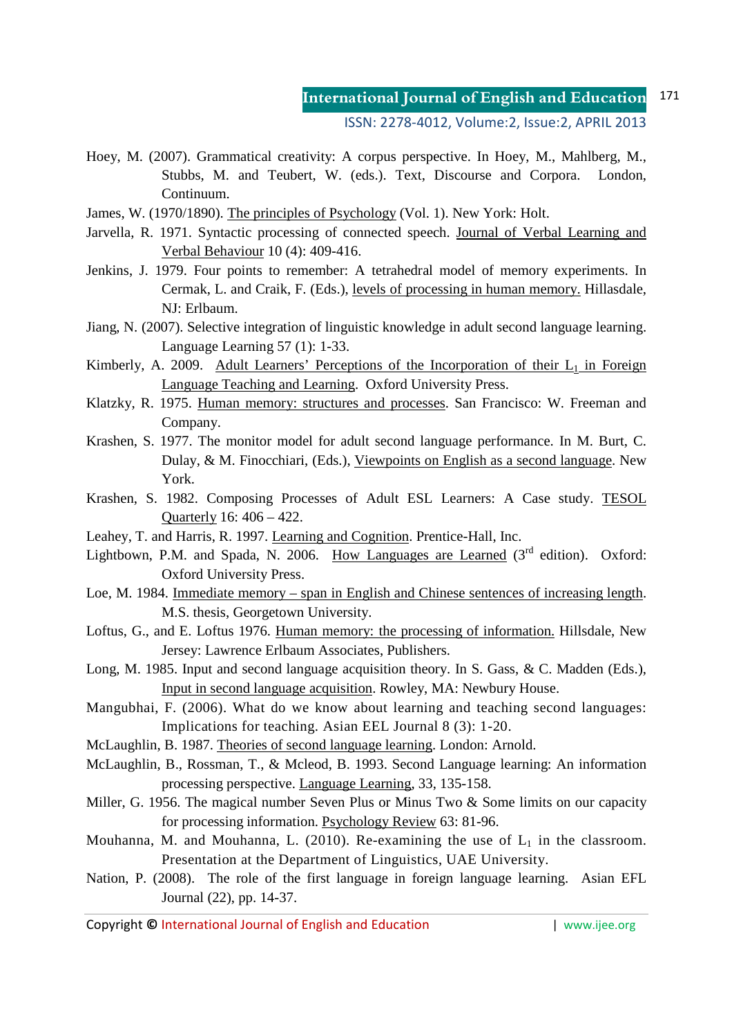Hoey, M. (2007). Grammatical creativity: A corpus perspective. In Hoey, M., Mahlberg, M., Stubbs, M. and Teubert, W. (eds.). Text, Discourse and Corpora. London, Continuum.

James, W. (1970/1890). The principles of Psychology (Vol. 1). New York: Holt.

Jarvella, R. 1971. Syntactic processing of connected speech. Journal of Verbal Learning and Verbal Behaviour 10 (4): 409-416.

Jenkins, J. 1979. Four points to remember: A tetrahedral model of memory experiments. In Cermak, L. and Craik, F. (Eds.), levels of processing in human memory. Hillasdale, NJ: Erlbaum.

Jiang, N. (2007). Selective integration of linguistic knowledge in adult second language learning. Language Learning 57 (1): 1-33.

Kimberly, A. 2009. Adult Learners' Perceptions of the Incorporation of their $L_1$ in Foreign Language Teaching and Learning. Oxford University Press.

Klatzky, R. 1975. Human memory: structures and processes. San Francisco: W. Freeman and Company.

Krashen, S. 1977. The monitor model for adult second language performance. In M. Burt, C. Dulay, & M. Finocchiari, (Eds.), Viewpoints on English as a second language. New York.

Krashen, S. 1982. Composing Processes of Adult ESL Learners: A Case study. TESOL Quarterly 16: 406 – 422.

Leahey, T. and Harris, R. 1997. Learning and Cognition. Prentice-Hall, Inc.

Lightbown, P.M. and Spada, N. 2006. How Languages are Learned (3rd edition). Oxford: Oxford University Press.

Loe, M. 1984. Immediate memory – span in English and Chinese sentences of increasing length. M.S. thesis, Georgetown University.

Loftus, G., and E. Loftus 1976. Human memory: the processing of information. Hillsdale, New Jersey: Lawrence Erlbaum Associates, Publishers.

Long, M. 1985. Input and second language acquisition theory. In S. Gass, & C. Madden (Eds.), Input in second language acquisition. Rowley, MA: Newbury House.

Mangubhai, F. (2006). What do we know about learning and teaching second languages: Implications for teaching. Asian EEL Journal 8 (3): 1-20.

McLaughlin, B. 1987. Theories of second language learning. London: Arnold.

McLaughlin, B., Rossman, T., & Mcleod, B. 1993. Second Language learning: An information processing perspective. Language Learning, 33, 135-158.

Miller, G. 1956. The magical number Seven Plus or Minus Two & Some limits on our capacity for processing information. Psychology Review 63: 81-96.

Mouhanna, M. and Mouhanna, L. (2010). Re-examining the use of $L_1$ in the classroom. Presentation at the Department of Linguistics, UAE University.

Nation, P. (2008). The role of the first language in foreign language learning. Asian EFL Journal (22), pp. 14-37.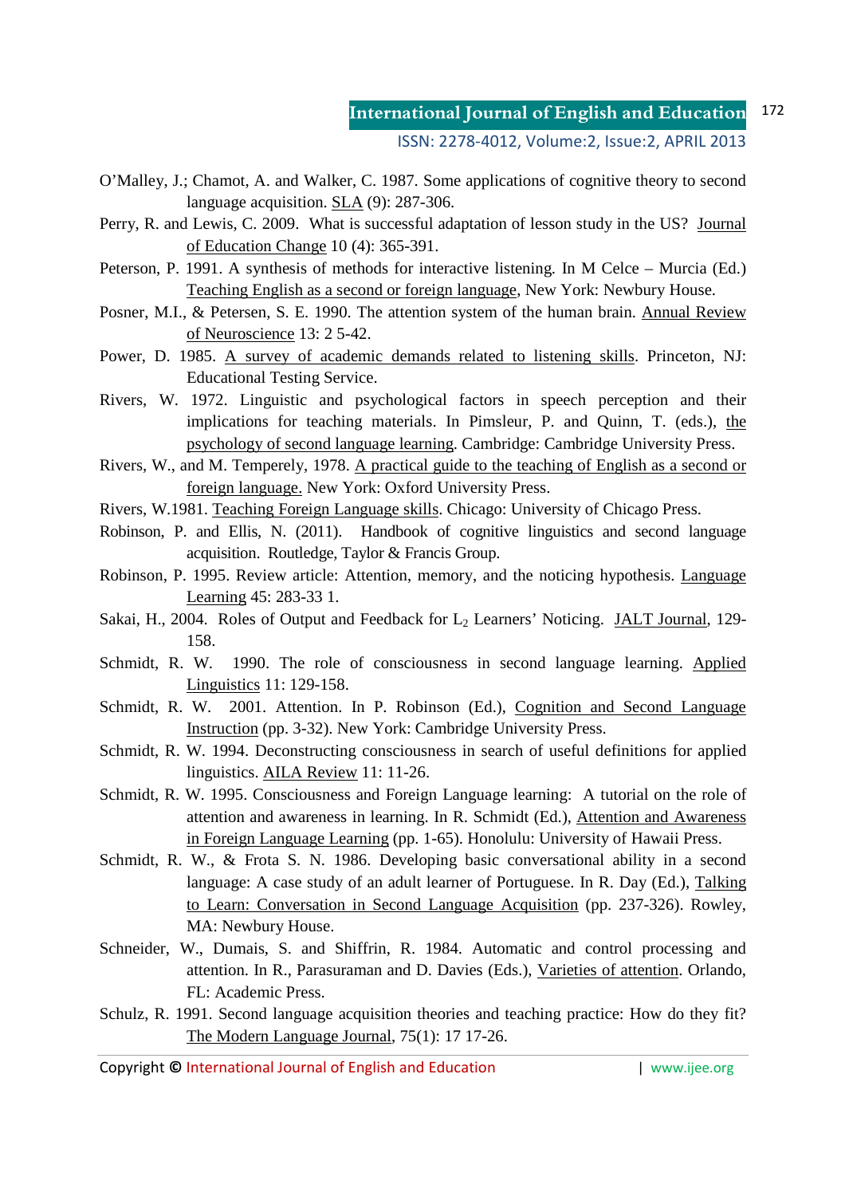O'Malley, J.; Chamot, A. and Walker, C. 1987. Some applications of cognitive theory to second language acquisition. SLA (9): 287-306.

Perry, R. and Lewis, C. 2009. What is successful adaptation of lesson study in the US? Journal of Education Change 10 (4): 365-391.

Peterson, P. 1991. A synthesis of methods for interactive listening. In M Celce – Murcia (Ed.) Teaching English as a second or foreign language, New York: Newbury House.

Posner, M.I., & Petersen, S. E. 1990. The attention system of the human brain. Annual Review of Neuroscience 13: 2 5-42.

Power, D. 1985. A survey of academic demands related to listening skills. Princeton, NJ: Educational Testing Service.

Rivers, W. 1972. Linguistic and psychological factors in speech perception and their implications for teaching materials. In Pimsleur, P. and Quinn, T. (eds.), the psychology of second language learning. Cambridge: Cambridge University Press.

Rivers, W., and M. Temperely, 1978. A practical guide to the teaching of English as a second or foreign language. New York: Oxford University Press.

Rivers, W.1981. Teaching Foreign Language skills. Chicago: University of Chicago Press.

Robinson, P. and Ellis, N. (2011). Handbook of cognitive linguistics and second language acquisition. Routledge, Taylor & Francis Group.

Robinson, P. 1995. Review article: Attention, memory, and the noticing hypothesis. Language Learning 45: 283-33 1.

Sakai, H., 2004. Roles of Output and Feedback for $L_2$ Learners' Noticing. JALT Journal, 129-158.

Schmidt, R. W. 1990. The role of consciousness in second language learning. Applied Linguistics 11: 129-158.

Schmidt, R. W. 2001. Attention. In P. Robinson (Ed.), Cognition and Second Language Instruction (pp. 3-32). New York: Cambridge University Press.

Schmidt, R. W. 1994. Deconstructing consciousness in search of useful definitions for applied linguistics. AILA Review 11: 11-26.

Schmidt, R. W. 1995. Consciousness and Foreign Language learning: A tutorial on the role of attention and awareness in learning. In R. Schmidt (Ed.), Attention and Awareness in Foreign Language Learning (pp. 1-65). Honolulu: University of Hawaii Press.

Schmidt, R. W., & Frota S. N. 1986. Developing basic conversational ability in a second language: A case study of an adult learner of Portuguese. In R. Day (Ed.), Talking to Learn: Conversation in Second Language Acquisition (pp. 237-326). Rowley, MA: Newbury House.

Schneider, W., Dumais, S. and Shiffrin, R. 1984. Automatic and control processing and attention. In R., Parasuraman and D. Davies (Eds.), Varieties of attention. Orlando, FL: Academic Press.

Schulz, R. 1991. Second language acquisition theories and teaching practice: How do they fit? The Modern Language Journal, 75(1): 17 17-26.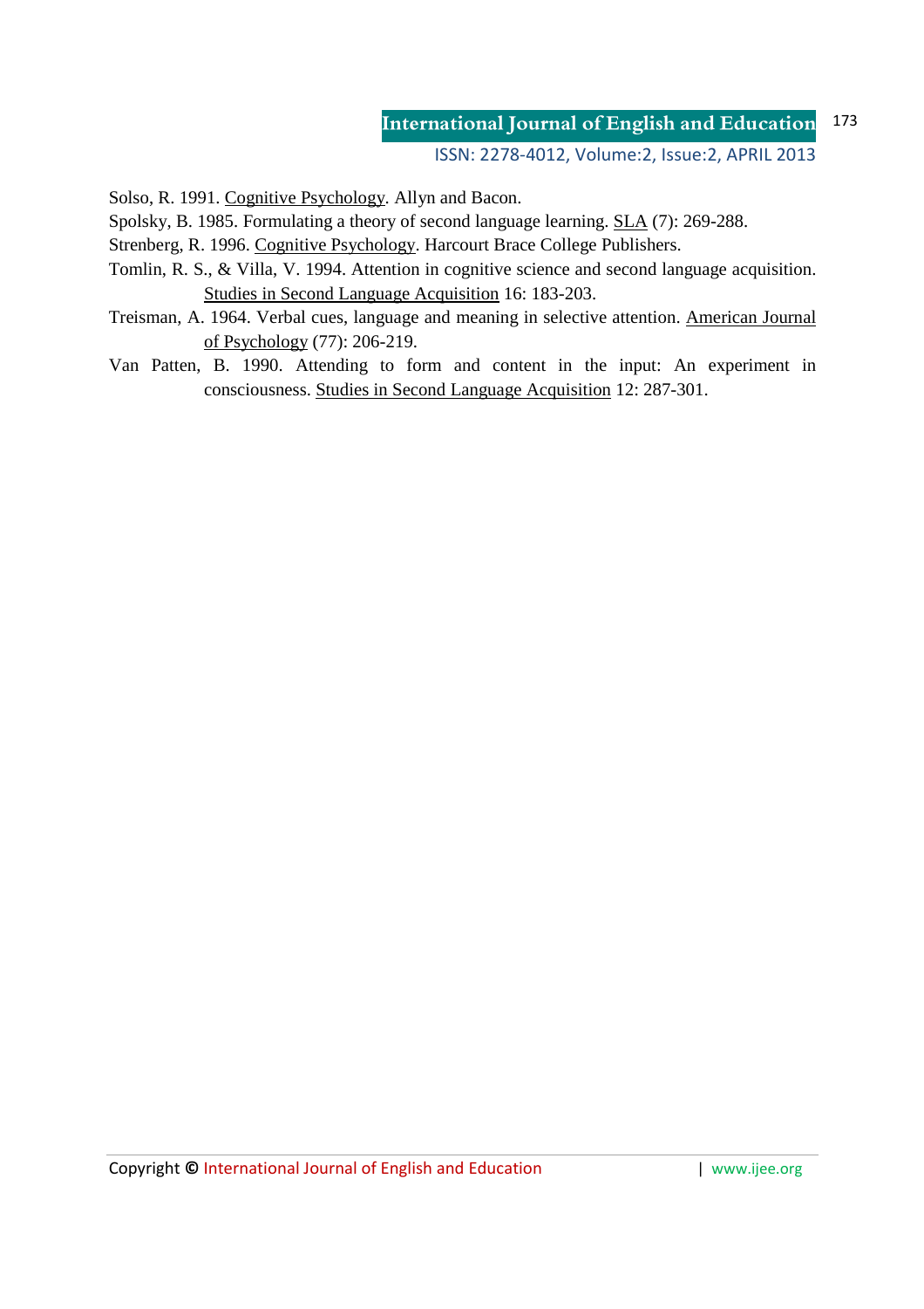Solso, R. 1991. Cognitive Psychology. Allyn and Bacon.

Spolsky, B. 1985. Formulating a theory of second language learning. SLA (7): 269-288.

Strenberg, R. 1996. Cognitive Psychology. Harcourt Brace College Publishers.

Tomlin, R. S., & Villa, V. 1994. Attention in cognitive science and second language acquisition. Studies in Second Language Acquisition 16: 183-203.

Treisman, A. 1964. Verbal cues, language and meaning in selective attention. American Journal of Psychology (77): 206-219.

Van Patten, B. 1990. Attending to form and content in the input: An experiment in consciousness. Studies in Second Language Acquisition 12: 287-301.